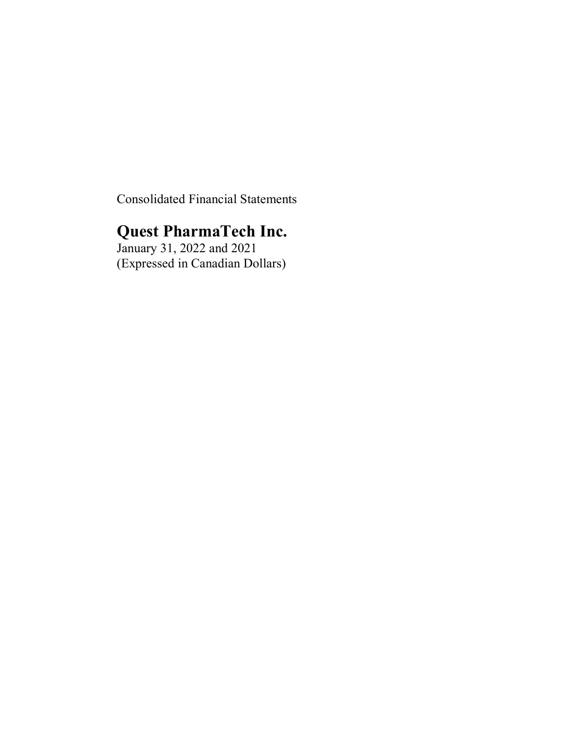Consolidated Financial Statements

# Quest PharmaTech Inc.

January 31, 2022 and 2021
(Expressed in Canadian Dollars)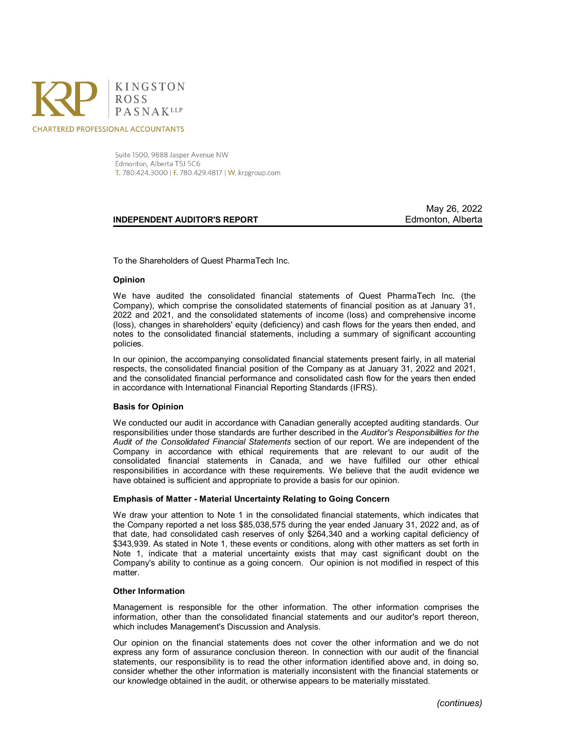KINGSTON ROSS PASNAK LLP

CHARTERED PROFESSIONAL ACCOUNTANTS

Suite 1500, 9888 Jasper Avenue NW
Edmonton, Alberta T5J 5C6
T. 780.424.3000 | F. 780.429.4817 | W. krpgroup.com

May 26, 2022
Edmonton, Alberta

## INDEPENDENT AUDITOR'S REPORT

To the Shareholders of Quest PharmaTech Inc.

### Opinion

We have audited the consolidated financial statements of Quest PharmaTech Inc. (the Company), which comprise the consolidated statements of financial position as at January 31, 2022 and 2021, and the consolidated statements of income (loss) and comprehensive income (loss), changes in shareholders' equity (deficiency) and cash flows for the years then ended, and notes to the consolidated financial statements, including a summary of significant accounting policies.

In our opinion, the accompanying consolidated financial statements present fairly, in all material respects, the consolidated financial position of the Company as at January 31, 2022 and 2021, and the consolidated financial performance and consolidated cash flow for the years then ended in accordance with International Financial Reporting Standards (IFRS).

### Basis for Opinion

We conducted our audit in accordance with Canadian generally accepted auditing standards. Our responsibilities under those standards are further described in the *Auditor's Responsibilities for the Audit of the Consolidated Financial Statements* section of our report. We are independent of the Company in accordance with ethical requirements that are relevant to our audit of the consolidated financial statements in Canada, and we have fulfilled our other ethical responsibilities in accordance with these requirements. We believe that the audit evidence we have obtained is sufficient and appropriate to provide a basis for our opinion.

### Emphasis of Matter - Material Uncertainty Relating to Going Concern

We draw your attention to Note 1 in the consolidated financial statements, which indicates that the Company reported a net loss $85,038,575 during the year ended January 31, 2022 and, as of that date, had consolidated cash reserves of only $264,340 and a working capital deficiency of $343,939. As stated in Note 1, these events or conditions, along with other matters as set forth in Note 1, indicate that a material uncertainty exists that may cast significant doubt on the Company's ability to continue as a going concern. Our opinion is not modified in respect of this matter.

### Other Information

Management is responsible for the other information. The other information comprises the information, other than the consolidated financial statements and our auditor's report thereon, which includes Management's Discussion and Analysis.

Our opinion on the financial statements does not cover the other information and we do not express any form of assurance conclusion thereon. In connection with our audit of the financial statements, our responsibility is to read the other information identified above and, in doing so, consider whether the other information is materially inconsistent with the financial statements or our knowledge obtained in the audit, or otherwise appears to be materially misstated.

*(continues)*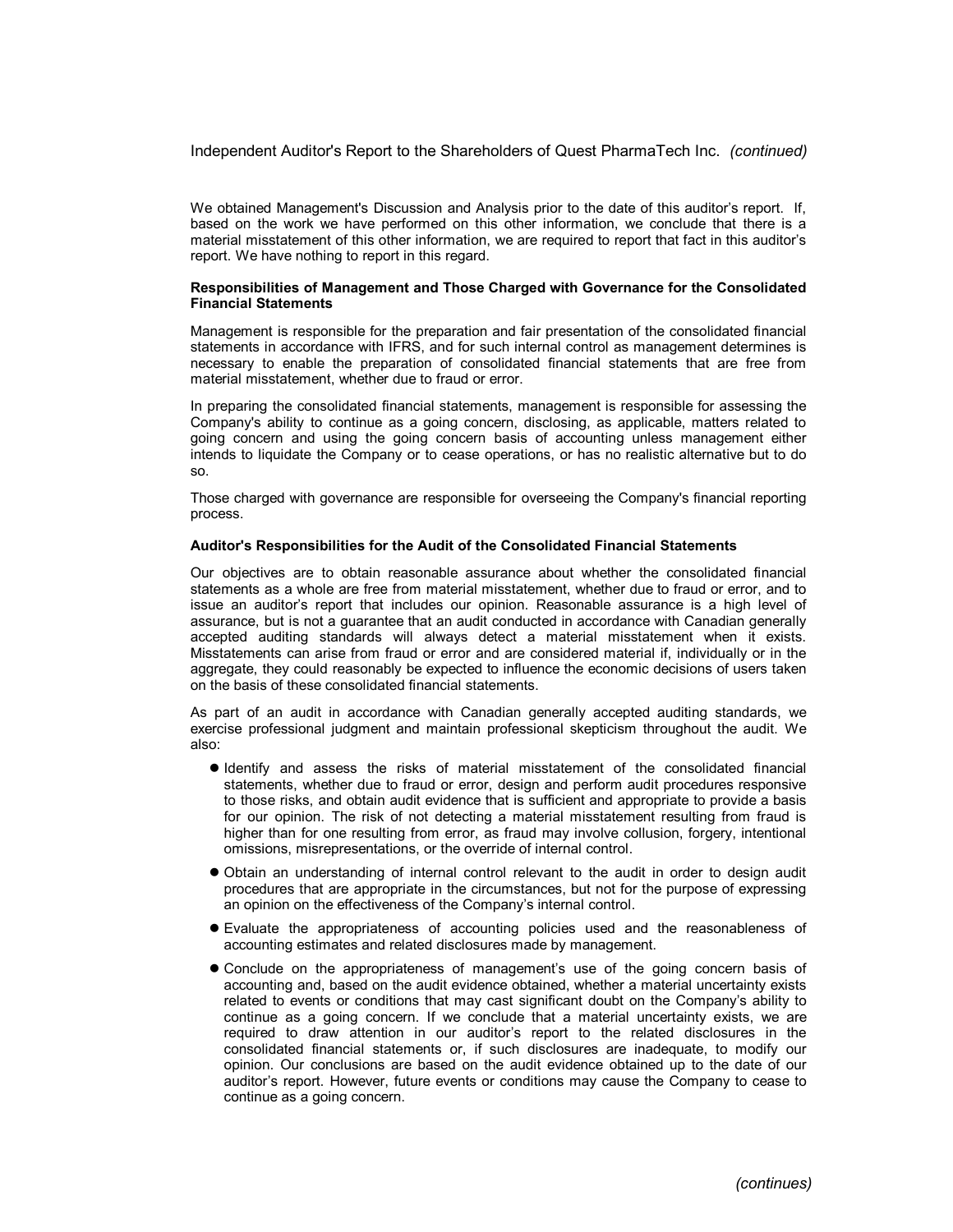We obtained Management's Discussion and Analysis prior to the date of this auditor's report. If, based on the work we have performed on this other information, we conclude that there is a material misstatement of this other information, we are required to report that fact in this auditor's report. We have nothing to report in this regard.

**Responsibilities of Management and Those Charged with Governance for the Consolidated Financial Statements**

Management is responsible for the preparation and fair presentation of the consolidated financial statements in accordance with IFRS, and for such internal control as management determines is necessary to enable the preparation of consolidated financial statements that are free from material misstatement, whether due to fraud or error.

In preparing the consolidated financial statements, management is responsible for assessing the Company's ability to continue as a going concern, disclosing, as applicable, matters related to going concern and using the going concern basis of accounting unless management either intends to liquidate the Company or to cease operations, or has no realistic alternative but to do so.

Those charged with governance are responsible for overseeing the Company's financial reporting process.

**Auditor's Responsibilities for the Audit of the Consolidated Financial Statements**

Our objectives are to obtain reasonable assurance about whether the consolidated financial statements as a whole are free from material misstatement, whether due to fraud or error, and to issue an auditor's report that includes our opinion. Reasonable assurance is a high level of assurance, but is not a guarantee that an audit conducted in accordance with Canadian generally accepted auditing standards will always detect a material misstatement when it exists. Misstatements can arise from fraud or error and are considered material if, individually or in the aggregate, they could reasonably be expected to influence the economic decisions of users taken on the basis of these consolidated financial statements.

As part of an audit in accordance with Canadian generally accepted auditing standards, we exercise professional judgment and maintain professional skepticism throughout the audit. We also:

- Identify and assess the risks of material misstatement of the consolidated financial statements, whether due to fraud or error, design and perform audit procedures responsive to those risks, and obtain audit evidence that is sufficient and appropriate to provide a basis for our opinion. The risk of not detecting a material misstatement resulting from fraud is higher than for one resulting from error, as fraud may involve collusion, forgery, intentional omissions, misrepresentations, or the override of internal control.
- Obtain an understanding of internal control relevant to the audit in order to design audit procedures that are appropriate in the circumstances, but not for the purpose of expressing an opinion on the effectiveness of the Company's internal control.
- Evaluate the appropriateness of accounting policies used and the reasonableness of accounting estimates and related disclosures made by management.
- Conclude on the appropriateness of management's use of the going concern basis of accounting and, based on the audit evidence obtained, whether a material uncertainty exists related to events or conditions that may cast significant doubt on the Company's ability to continue as a going concern. If we conclude that a material uncertainty exists, we are required to draw attention in our auditor's report to the related disclosures in the consolidated financial statements or, if such disclosures are inadequate, to modify our opinion. Our conclusions are based on the audit evidence obtained up to the date of our auditor's report. However, future events or conditions may cause the Company to cease to continue as a going concern.

*(continues)*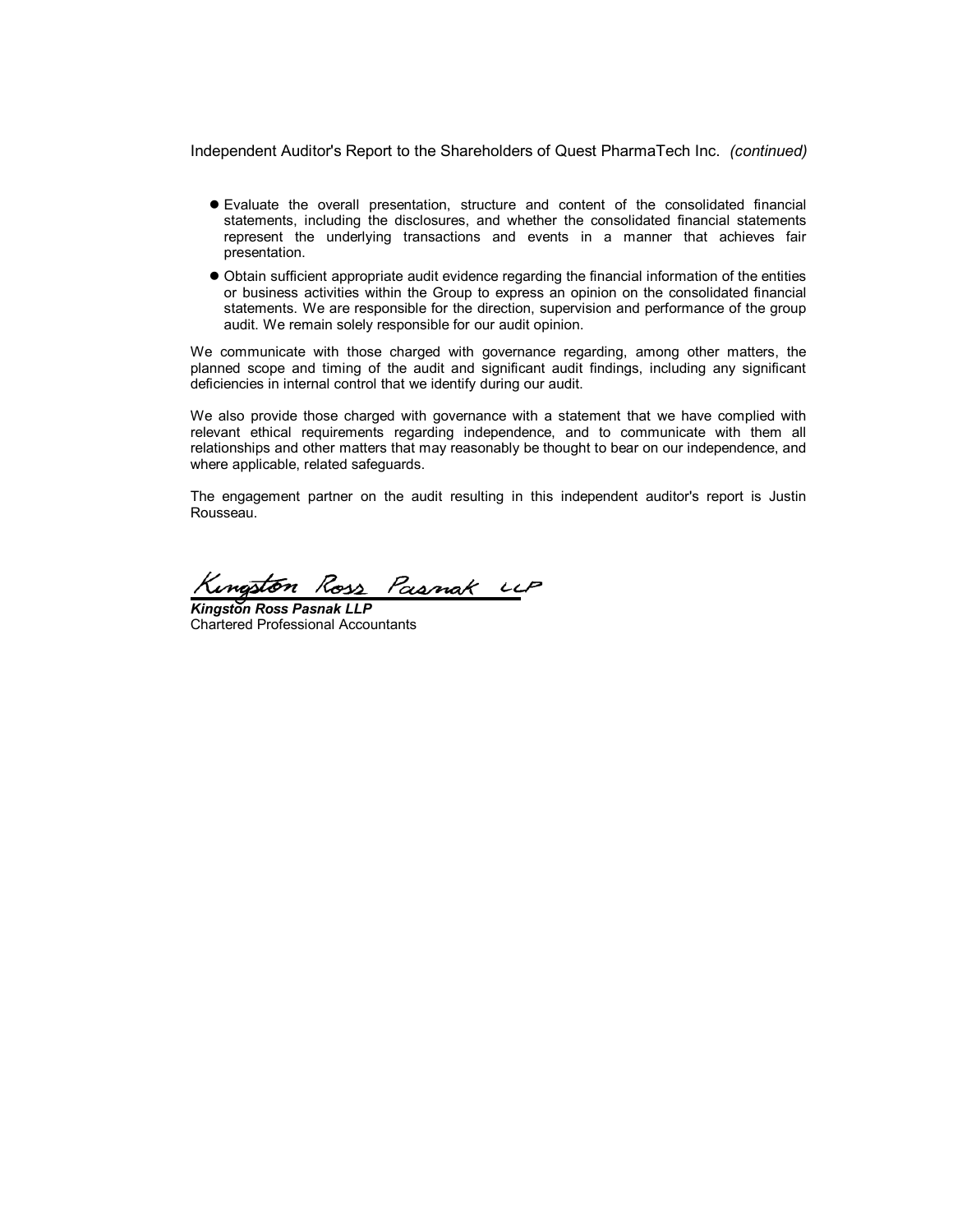Independent Auditor's Report to the Shareholders of Quest PharmaTech Inc. *(continued)*

- Evaluate the overall presentation, structure and content of the consolidated financial statements, including the disclosures, and whether the consolidated financial statements represent the underlying transactions and events in a manner that achieves fair presentation.
- Obtain sufficient appropriate audit evidence regarding the financial information of the entities or business activities within the Group to express an opinion on the consolidated financial statements. We are responsible for the direction, supervision and performance of the group audit. We remain solely responsible for our audit opinion.

We communicate with those charged with governance regarding, among other matters, the planned scope and timing of the audit and significant audit findings, including any significant deficiencies in internal control that we identify during our audit.

We also provide those charged with governance with a statement that we have complied with relevant ethical requirements regarding independence, and to communicate with them all relationships and other matters that may reasonably be thought to bear on our independence, and where applicable, related safeguards.

The engagement partner on the audit resulting in this independent auditor's report is Justin Rousseau.

Kingston Ross Pasnak LLP

***Kingston Ross Pasnak LLP***
Chartered Professional Accountants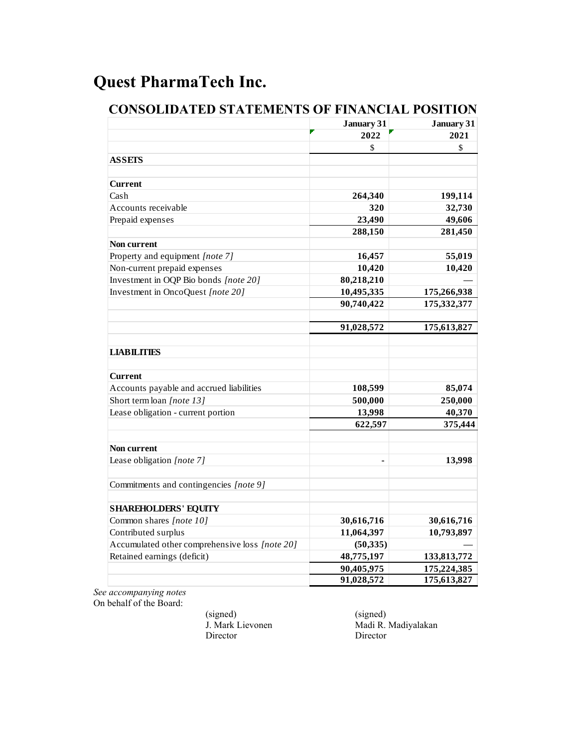# Quest PharmaTech Inc.

## CONSOLIDATED STATEMENTS OF FINANCIAL POSITION

| | January 31 2022 | January 31 2021 |
|---|---|---|
| | $ | $ |
| **ASSETS** | | |
| | | |
| **Current** | | |
| Cash | **264,340** | **199,114** |
| Accounts receivable | **320** | **32,730** |
| Prepaid expenses | **23,490** | **49,606** |
| | **288,150** | **281,450** |
| **Non current** | | |
| Property and equipment *[note 7]* | **16,457** | **55,019** |
| Non-current prepaid expenses | **10,420** | **10,420** |
| Investment in OQP Bio bonds *[note 20]* | **80,218,210** | — |
| Investment in OncoQuest *[note 20]* | **10,495,335** | **175,266,938** |
| | **90,740,422** | **175,332,377** |
| | | |
| | **91,028,572** | **175,613,827** |
| | | |
| **LIABILITIES** | | |
| | | |
| **Current** | | |
| Accounts payable and accrued liabilities | **108,599** | **85,074** |
| Short term loan *[note 13]* | **500,000** | **250,000** |
| Lease obligation - current portion | **13,998** | **40,370** |
| | **622,597** | **375,444** |
| | | |
| **Non current** | | |
| Lease obligation *[note 7]* | **-** | **13,998** |
| | | |
| Commitments and contingencies *[note 9]* | | |
| | | |
| **SHAREHOLDERS' EQUITY** | | |
| Common shares *[note 10]* | **30,616,716** | **30,616,716** |
| Contributed surplus | **11,064,397** | **10,793,897** |
| Accumulated other comprehensive loss *[note 20]* | **(50,335)** | — |
| Retained earnings (deficit) | **48,775,197** | **133,813,772** |
| | **90,405,975** | **175,224,385** |
| | **91,028,572** | **175,613,827** |

*See accompanying notes*

On behalf of the Board:

(signed)
J. Mark Lievonen
Director

(signed)
Madi R. Madiyalakan
Director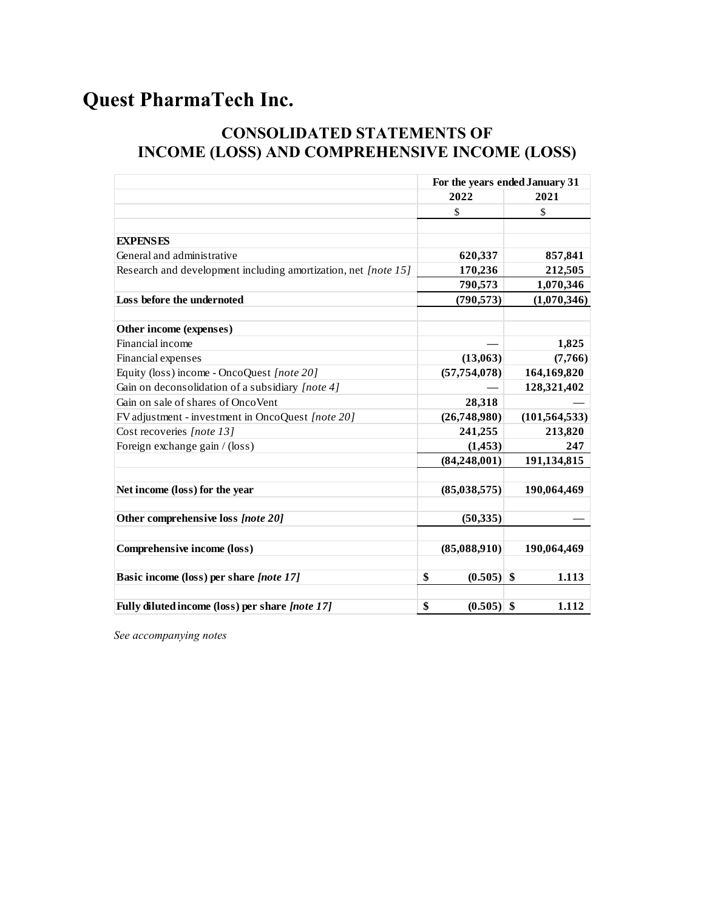# Quest PharmaTech Inc.

## CONSOLIDATED STATEMENTS OF INCOME (LOSS) AND COMPREHENSIVE INCOME (LOSS)

| | For the years ended January 31 | |
|---|---|---|
| | 2022 | 2021 |
| | $ | $ |
| | | |
| **EXPENSES** | | |
| General and administrative | **620,337** | **857,841** |
| Research and development including amortization, net *[note 15]* | **170,236** | **212,505** |
| | **790,573** | **1,070,346** |
| **Loss before the undernoted** | **(790,573)** | **(1,070,346)** |
| | | |
| **Other income (expenses)** | | |
| Financial income | — | **1,825** |
| Financial expenses | **(13,063)** | **(7,766)** |
| Equity (loss) income - OncoQuest *[note 20]* | **(57,754,078)** | **164,169,820** |
| Gain on deconsolidation of a subsidiary *[note 4]* | — | **128,321,402** |
| Gain on sale of shares of OncoVent | **28,318** | — |
| FV adjustment - investment in OncoQuest *[note 20]* | **(26,748,980)** | **(101,564,533)** |
| Cost recoveries *[note 13]* | **241,255** | **213,820** |
| Foreign exchange gain / (loss) | **(1,453)** | **247** |
| | **(84,248,001)** | **191,134,815** |
| | | |
| **Net income (loss) for the year** | **(85,038,575)** | **190,064,469** |
| | | |
| **Other comprehensive loss *[note 20]*** | **(50,335)** | — |
| | | |
| **Comprehensive income (loss)** | **(85,088,910)** | **190,064,469** |
| | | |
| **Basic income (loss) per share *[note 17]*** | **$ (0.505)** | **$ 1.113** |
| | | |
| **Fully diluted income (loss) per share *[note 17]*** | **$ (0.505)** | **$ 1.112** |

*See accompanying notes*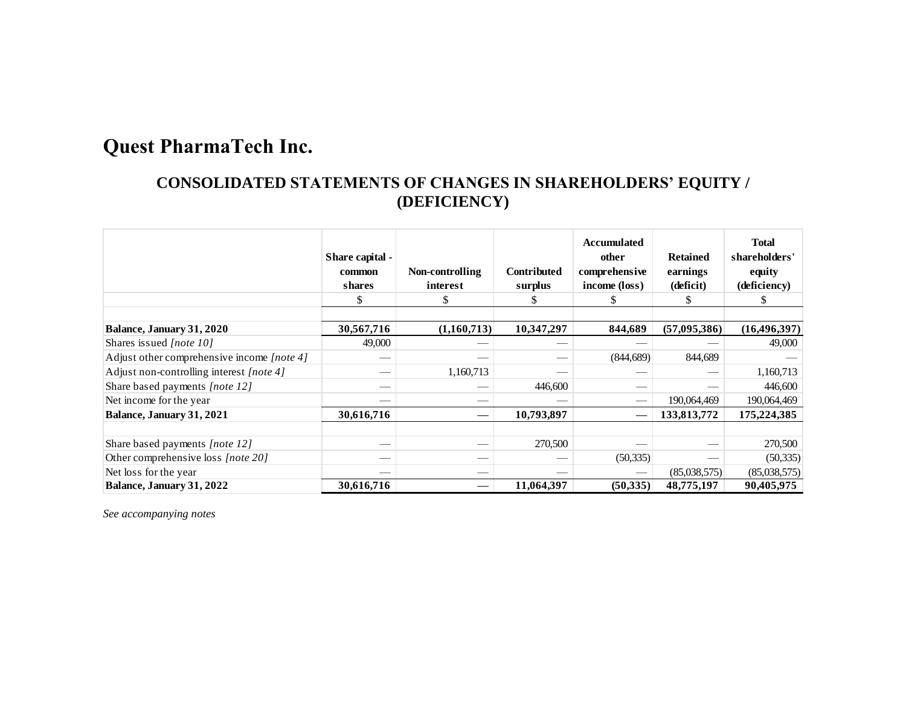# Quest PharmaTech Inc.

## CONSOLIDATED STATEMENTS OF CHANGES IN SHAREHOLDERS’ EQUITY / (DEFICIENCY)

| | Share capital - common shares | Non-controlling interest | Contributed surplus | Accumulated other comprehensive income (loss) | Retained earnings (deficit) | Total shareholders' equity (deficiency) |
|---|---|---|---|---|---|---|
| | $ | $ | $ | $ | $ | $ |
| **Balance, January 31, 2020** | **30,567,716** | **(1,160,713)** | **10,347,297** | **844,689** | **(57,095,386)** | **(16,496,397)** |
| Shares issued *[note 10]* | 49,000 | — | — | — | — | 49,000 |
| Adjust other comprehensive income *[note 4]* | — | — | — | (844,689) | 844,689 | — |
| Adjust non-controlling interest *[note 4]* | — | 1,160,713 | — | — | — | 1,160,713 |
| Share based payments *[note 12]* | — | — | 446,600 | — | — | 446,600 |
| Net income for the year | — | — | — | — | 190,064,469 | 190,064,469 |
| **Balance, January 31, 2021** | **30,616,716** | **—** | **10,793,897** | **—** | **133,813,772** | **175,224,385** |
| | | | | | | |
| Share based payments *[note 12]* | — | — | 270,500 | — | — | 270,500 |
| Other comprehensive loss *[note 20]* | — | — | — | (50,335) | — | (50,335) |
| Net loss for the year | — | — | — | — | (85,038,575) | (85,038,575) |
| **Balance, January 31, 2022** | **30,616,716** | **—** | **11,064,397** | **(50,335)** | **48,775,197** | **90,405,975** |

*See accompanying notes*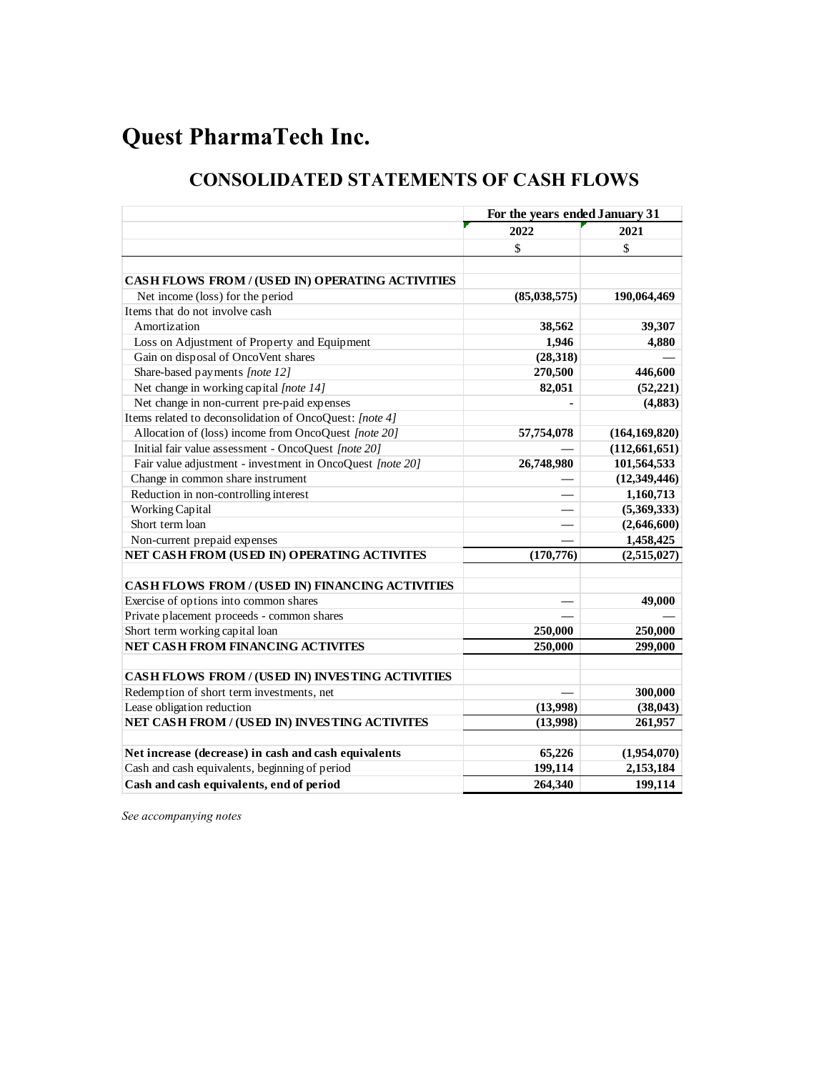# Quest PharmaTech Inc.

## CONSOLIDATED STATEMENTS OF CASH FLOWS

| | For the years ended January 31 | |
|---|---|---|
| | 2022 | 2021 |
| | $ | $ |
| **CASH FLOWS FROM / (USED IN) OPERATING ACTIVITIES** | | |
| Net income (loss) for the period | **(85,038,575)** | **190,064,469** |
| Items that do not involve cash | | |
| Amortization | **38,562** | **39,307** |
| Loss on Adjustment of Property and Equipment | **1,946** | **4,880** |
| Gain on disposal of OncoVent shares | **(28,318)** | — |
| Share-based payments *[note 12]* | **270,500** | **446,600** |
| Net change in working capital *[note 14]* | **82,051** | **(52,221)** |
| Net change in non-current pre-paid expenses | - | **(4,883)** |
| Items related to deconsolidation of OncoQuest: *[note 4]* | | |
| Allocation of (loss) income from OncoQuest *[note 20]* | **57,754,078** | **(164,169,820)** |
| Initial fair value assessment - OncoQuest *[note 20]* | — | **(112,661,651)** |
| Fair value adjustment - investment in OncoQuest *[note 20]* | **26,748,980** | **101,564,533** |
| Change in common share instrument | — | **(12,349,446)** |
| Reduction in non-controlling interest | — | **1,160,713** |
| Working Capital | — | **(5,369,333)** |
| Short term loan | — | **(2,646,600)** |
| Non-current prepaid expenses | — | **1,458,425** |
| **NET CASH FROM (USED IN) OPERATING ACTIVITES** | **(170,776)** | **(2,515,027)** |
| **CASH FLOWS FROM / (USED IN) FINANCING ACTIVITIES** | | |
| Exercise of options into common shares | — | **49,000** |
| Private placement proceeds - common shares | — | — |
| Short term working capital loan | **250,000** | **250,000** |
| **NET CASH FROM FINANCING ACTIVITES** | **250,000** | **299,000** |
| **CASH FLOWS FROM / (USED IN) INVESTING ACTIVITIES** | | |
| Redemption of short term investments, net | — | **300,000** |
| Lease obligation reduction | **(13,998)** | **(38,043)** |
| **NET CASH FROM / (USED IN) INVESTING ACTIVITES** | **(13,998)** | **261,957** |
| **Net increase (decrease) in cash and cash equivalents** | **65,226** | **(1,954,070)** |
| Cash and cash equivalents, beginning of period | **199,114** | **2,153,184** |
| **Cash and cash equivalents, end of period** | **264,340** | **199,114** |

*See accompanying notes*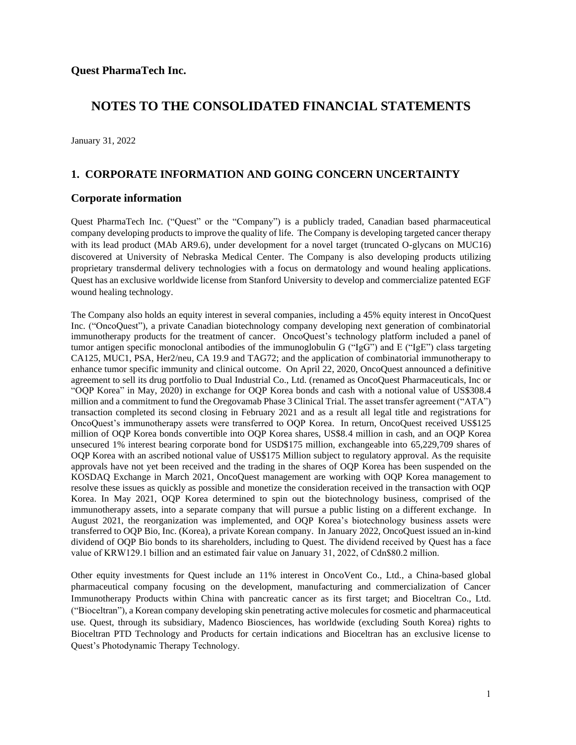**Quest PharmaTech Inc.**

# NOTES TO THE CONSOLIDATED FINANCIAL STATEMENTS

January 31, 2022

## 1. CORPORATE INFORMATION AND GOING CONCERN UNCERTAINTY

### Corporate information

Quest PharmaTech Inc. ("Quest" or the "Company") is a publicly traded, Canadian based pharmaceutical company developing products to improve the quality of life. The Company is developing targeted cancer therapy with its lead product (MAb AR9.6), under development for a novel target (truncated O-glycans on MUC16) discovered at University of Nebraska Medical Center. The Company is also developing products utilizing proprietary transdermal delivery technologies with a focus on dermatology and wound healing applications. Quest has an exclusive worldwide license from Stanford University to develop and commercialize patented EGF wound healing technology.

The Company also holds an equity interest in several companies, including a 45% equity interest in OncoQuest Inc. ("OncoQuest"), a private Canadian biotechnology company developing next generation of combinatorial immunotherapy products for the treatment of cancer. OncoQuest's technology platform included a panel of tumor antigen specific monoclonal antibodies of the immunoglobulin G ("IgG") and E ("IgE") class targeting CA125, MUC1, PSA, Her2/neu, CA 19.9 and TAG72; and the application of combinatorial immunotherapy to enhance tumor specific immunity and clinical outcome. On April 22, 2020, OncoQuest announced a definitive agreement to sell its drug portfolio to Dual Industrial Co., Ltd. (renamed as OncoQuest Pharmaceuticals, Inc or "OQP Korea" in May, 2020) in exchange for OQP Korea bonds and cash with a notional value of US$308.4 million and a commitment to fund the Oregovamab Phase 3 Clinical Trial. The asset transfer agreement ("ATA") transaction completed its second closing in February 2021 and as a result all legal title and registrations for OncoQuest's immunotherapy assets were transferred to OQP Korea. In return, OncoQuest received US$125 million of OQP Korea bonds convertible into OQP Korea shares, US$8.4 million in cash, and an OQP Korea unsecured 1% interest bearing corporate bond for USD$175 million, exchangeable into 65,229,709 shares of OQP Korea with an ascribed notional value of US$175 Million subject to regulatory approval. As the requisite approvals have not yet been received and the trading in the shares of OQP Korea has been suspended on the KOSDAQ Exchange in March 2021, OncoQuest management are working with OQP Korea management to resolve these issues as quickly as possible and monetize the consideration received in the transaction with OQP Korea. In May 2021, OQP Korea determined to spin out the biotechnology business, comprised of the immunotherapy assets, into a separate company that will pursue a public listing on a different exchange. In August 2021, the reorganization was implemented, and OQP Korea's biotechnology business assets were transferred to OQP Bio, Inc. (Korea), a private Korean company. In January 2022, OncoQuest issued an in-kind dividend of OQP Bio bonds to its shareholders, including to Quest. The dividend received by Quest has a face value of KRW129.1 billion and an estimated fair value on January 31, 2022, of Cdn$80.2 million.

Other equity investments for Quest include an 11% interest in OncoVent Co., Ltd., a China-based global pharmaceutical company focusing on the development, manufacturing and commercialization of Cancer Immunotherapy Products within China with pancreatic cancer as its first target; and Bioceltran Co., Ltd. ("Bioceltran"), a Korean company developing skin penetrating active molecules for cosmetic and pharmaceutical use. Quest, through its subsidiary, Madenco Biosciences, has worldwide (excluding South Korea) rights to Bioceltran PTD Technology and Products for certain indications and Bioceltran has an exclusive license to Quest's Photodynamic Therapy Technology.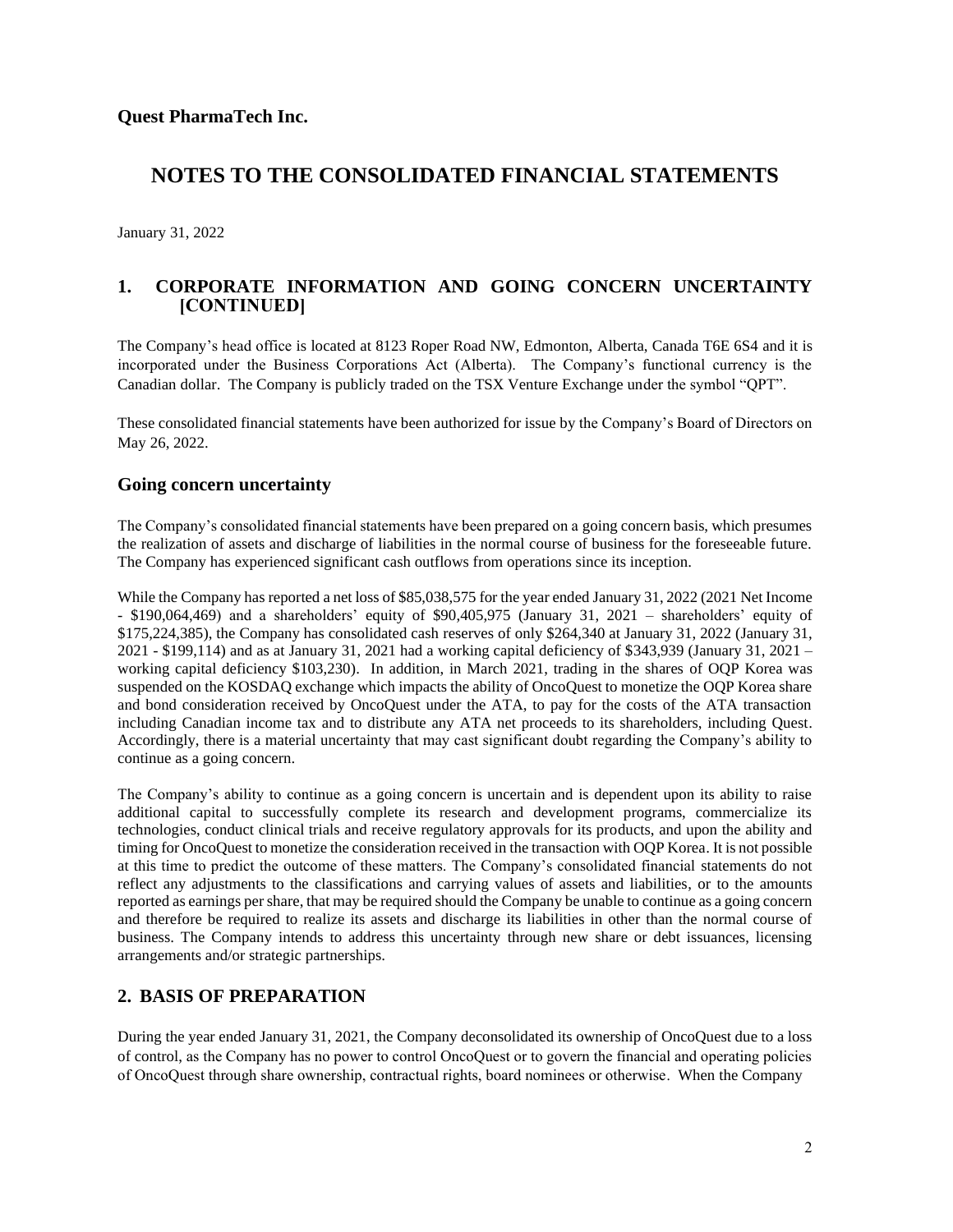**Quest PharmaTech Inc.**

# NOTES TO THE CONSOLIDATED FINANCIAL STATEMENTS

January 31, 2022

## 1. CORPORATE INFORMATION AND GOING CONCERN UNCERTAINTY [CONTINUED]

The Company's head office is located at 8123 Roper Road NW, Edmonton, Alberta, Canada T6E 6S4 and it is incorporated under the Business Corporations Act (Alberta). The Company's functional currency is the Canadian dollar. The Company is publicly traded on the TSX Venture Exchange under the symbol "QPT".

These consolidated financial statements have been authorized for issue by the Company's Board of Directors on May 26, 2022.

### Going concern uncertainty

The Company's consolidated financial statements have been prepared on a going concern basis, which presumes the realization of assets and discharge of liabilities in the normal course of business for the foreseeable future. The Company has experienced significant cash outflows from operations since its inception.

While the Company has reported a net loss of $85,038,575 for the year ended January 31, 2022 (2021 Net Income - $190,064,469) and a shareholders' equity of $90,405,975 (January 31, 2021 – shareholders' equity of $175,224,385), the Company has consolidated cash reserves of only $264,340 at January 31, 2022 (January 31, 2021 - $199,114) and as at January 31, 2021 had a working capital deficiency of $343,939 (January 31, 2021 – working capital deficiency $103,230). In addition, in March 2021, trading in the shares of OQP Korea was suspended on the KOSDAQ exchange which impacts the ability of OncoQuest to monetize the OQP Korea share and bond consideration received by OncoQuest under the ATA, to pay for the costs of the ATA transaction including Canadian income tax and to distribute any ATA net proceeds to its shareholders, including Quest. Accordingly, there is a material uncertainty that may cast significant doubt regarding the Company's ability to continue as a going concern.

The Company's ability to continue as a going concern is uncertain and is dependent upon its ability to raise additional capital to successfully complete its research and development programs, commercialize its technologies, conduct clinical trials and receive regulatory approvals for its products, and upon the ability and timing for OncoQuest to monetize the consideration received in the transaction with OQP Korea. It is not possible at this time to predict the outcome of these matters. The Company's consolidated financial statements do not reflect any adjustments to the classifications and carrying values of assets and liabilities, or to the amounts reported as earnings per share, that may be required should the Company be unable to continue as a going concern and therefore be required to realize its assets and discharge its liabilities in other than the normal course of business. The Company intends to address this uncertainty through new share or debt issuances, licensing arrangements and/or strategic partnerships.

## 2. BASIS OF PREPARATION

During the year ended January 31, 2021, the Company deconsolidated its ownership of OncoQuest due to a loss of control, as the Company has no power to control OncoQuest or to govern the financial and operating policies of OncoQuest through share ownership, contractual rights, board nominees or otherwise. When the Company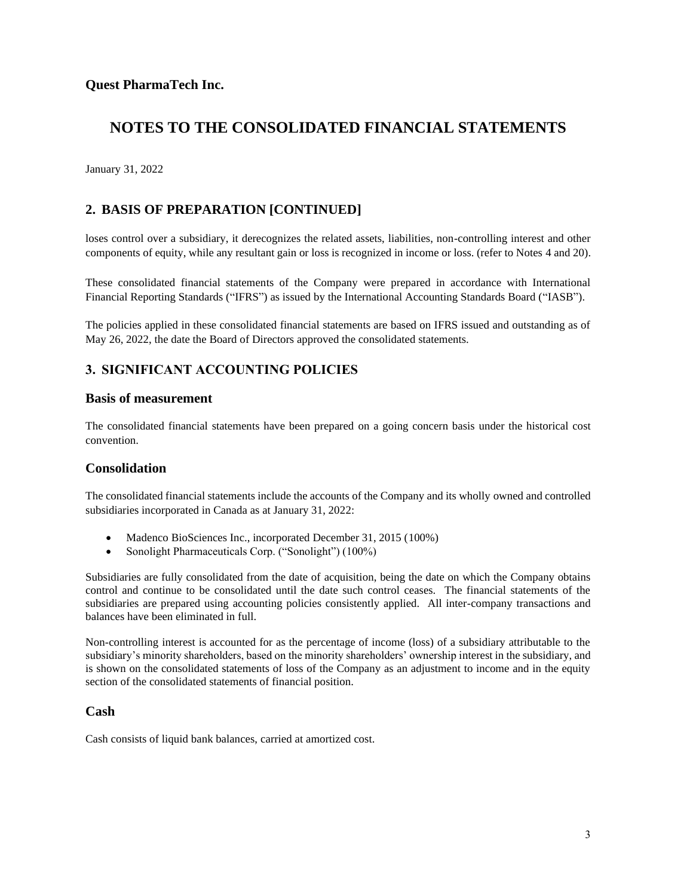## 2. BASIS OF PREPARATION [CONTINUED]

loses control over a subsidiary, it derecognizes the related assets, liabilities, non-controlling interest and other components of equity, while any resultant gain or loss is recognized in income or loss. (refer to Notes 4 and 20).

These consolidated financial statements of the Company were prepared in accordance with International Financial Reporting Standards ("IFRS") as issued by the International Accounting Standards Board ("IASB").

The policies applied in these consolidated financial statements are based on IFRS issued and outstanding as of May 26, 2022, the date the Board of Directors approved the consolidated statements.

## 3. SIGNIFICANT ACCOUNTING POLICIES

### Basis of measurement

The consolidated financial statements have been prepared on a going concern basis under the historical cost convention.

### Consolidation

The consolidated financial statements include the accounts of the Company and its wholly owned and controlled subsidiaries incorporated in Canada as at January 31, 2022:

- Madenco BioSciences Inc., incorporated December 31, 2015 (100%)
- Sonolight Pharmaceuticals Corp. ("Sonolight") (100%)

Subsidiaries are fully consolidated from the date of acquisition, being the date on which the Company obtains control and continue to be consolidated until the date such control ceases. The financial statements of the subsidiaries are prepared using accounting policies consistently applied. All inter-company transactions and balances have been eliminated in full.

Non-controlling interest is accounted for as the percentage of income (loss) of a subsidiary attributable to the subsidiary's minority shareholders, based on the minority shareholders' ownership interest in the subsidiary, and is shown on the consolidated statements of loss of the Company as an adjustment to income and in the equity section of the consolidated statements of financial position.

### Cash

Cash consists of liquid bank balances, carried at amortized cost.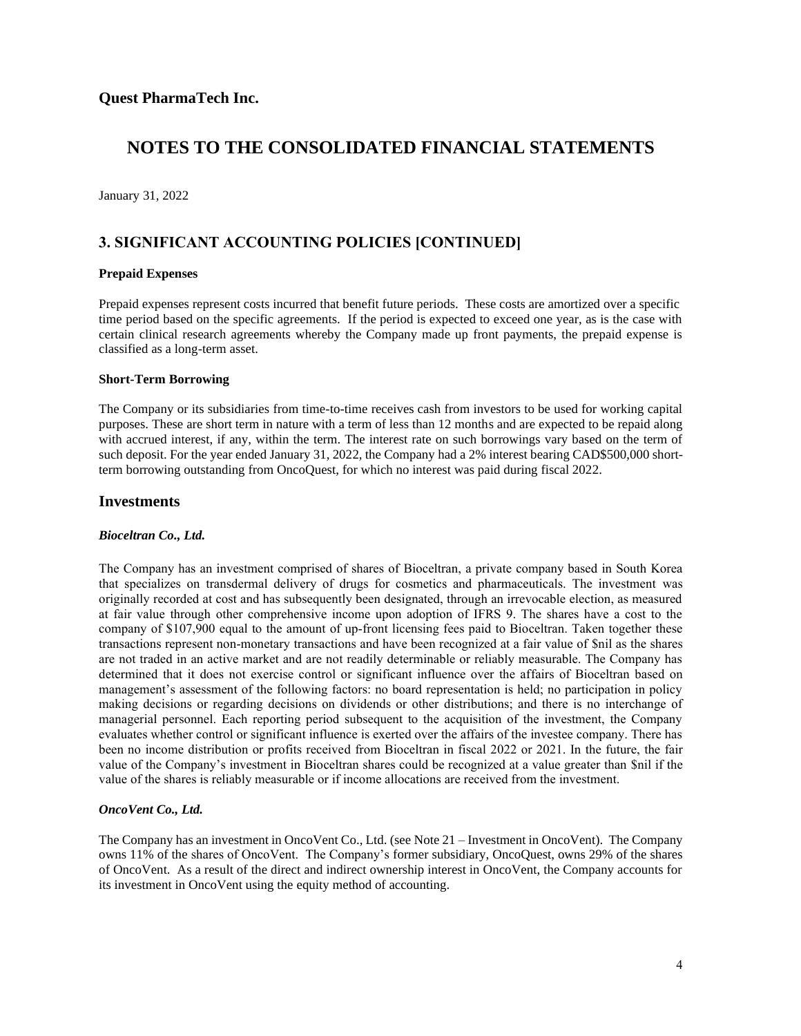**Quest PharmaTech Inc.**

# NOTES TO THE CONSOLIDATED FINANCIAL STATEMENTS

January 31, 2022

## 3. SIGNIFICANT ACCOUNTING POLICIES [CONTINUED]

**Prepaid Expenses**

Prepaid expenses represent costs incurred that benefit future periods. These costs are amortized over a specific time period based on the specific agreements. If the period is expected to exceed one year, as is the case with certain clinical research agreements whereby the Company made up front payments, the prepaid expense is classified as a long-term asset.

**Short-Term Borrowing**

The Company or its subsidiaries from time-to-time receives cash from investors to be used for working capital purposes. These are short term in nature with a term of less than 12 months and are expected to be repaid along with accrued interest, if any, within the term. The interest rate on such borrowings vary based on the term of such deposit. For the year ended January 31, 2022, the Company had a 2% interest bearing CAD$500,000 short-term borrowing outstanding from OncoQuest, for which no interest was paid during fiscal 2022.

## Investments

***Bioceltran Co., Ltd.***

The Company has an investment comprised of shares of Bioceltran, a private company based in South Korea that specializes on transdermal delivery of drugs for cosmetics and pharmaceuticals. The investment was originally recorded at cost and has subsequently been designated, through an irrevocable election, as measured at fair value through other comprehensive income upon adoption of IFRS 9. The shares have a cost to the company of $107,900 equal to the amount of up-front licensing fees paid to Bioceltran. Taken together these transactions represent non-monetary transactions and have been recognized at a fair value of $nil as the shares are not traded in an active market and are not readily determinable or reliably measurable. The Company has determined that it does not exercise control or significant influence over the affairs of Bioceltran based on management's assessment of the following factors: no board representation is held; no participation in policy making decisions or regarding decisions on dividends or other distributions; and there is no interchange of managerial personnel. Each reporting period subsequent to the acquisition of the investment, the Company evaluates whether control or significant influence is exerted over the affairs of the investee company. There has been no income distribution or profits received from Bioceltran in fiscal 2022 or 2021. In the future, the fair value of the Company's investment in Bioceltran shares could be recognized at a value greater than $nil if the value of the shares is reliably measurable or if income allocations are received from the investment.

***OncoVent Co., Ltd.***

The Company has an investment in OncoVent Co., Ltd. (see Note 21 – Investment in OncoVent). The Company owns 11% of the shares of OncoVent. The Company's former subsidiary, OncoQuest, owns 29% of the shares of OncoVent. As a result of the direct and indirect ownership interest in OncoVent, the Company accounts for its investment in OncoVent using the equity method of accounting.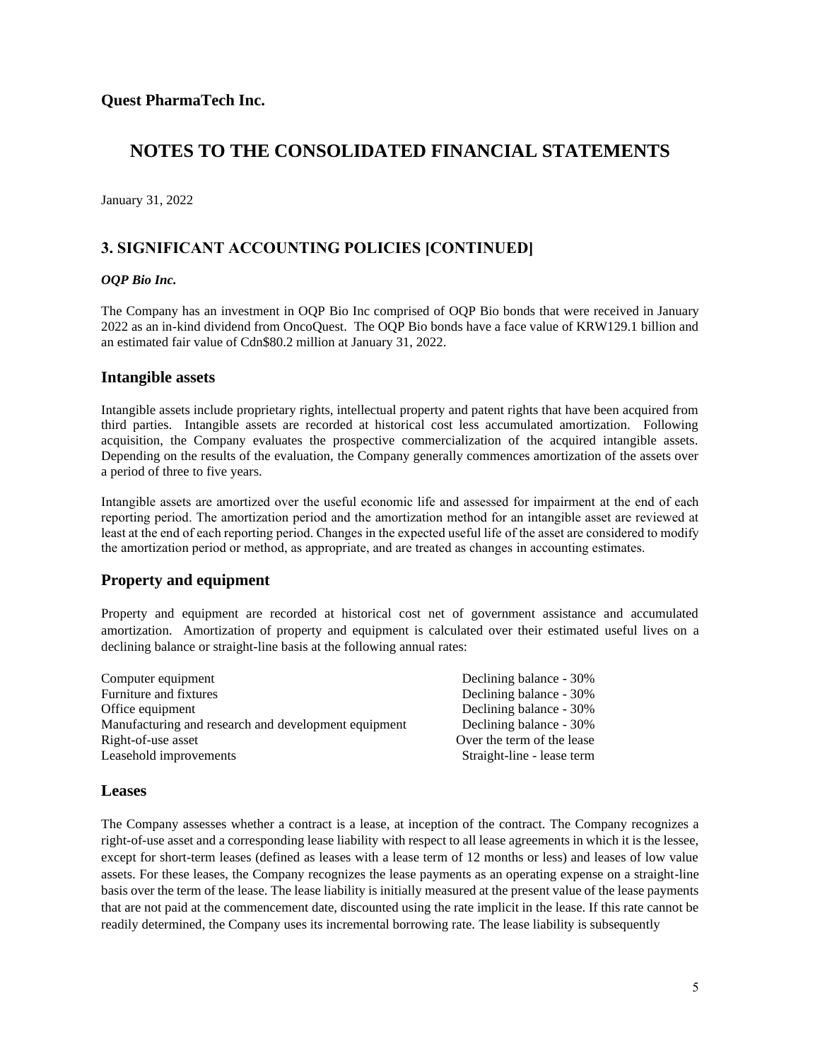**Quest PharmaTech Inc.**

# NOTES TO THE CONSOLIDATED FINANCIAL STATEMENTS

January 31, 2022

## 3. SIGNIFICANT ACCOUNTING POLICIES [CONTINUED]

***OQP Bio Inc.***

The Company has an investment in OQP Bio Inc comprised of OQP Bio bonds that were received in January 2022 as an in-kind dividend from OncoQuest. The OQP Bio bonds have a face value of KRW129.1 billion and an estimated fair value of Cdn$80.2 million at January 31, 2022.

### Intangible assets

Intangible assets include proprietary rights, intellectual property and patent rights that have been acquired from third parties. Intangible assets are recorded at historical cost less accumulated amortization. Following acquisition, the Company evaluates the prospective commercialization of the acquired intangible assets. Depending on the results of the evaluation, the Company generally commences amortization of the assets over a period of three to five years.

Intangible assets are amortized over the useful economic life and assessed for impairment at the end of each reporting period. The amortization period and the amortization method for an intangible asset are reviewed at least at the end of each reporting period. Changes in the expected useful life of the asset are considered to modify the amortization period or method, as appropriate, and are treated as changes in accounting estimates.

### Property and equipment

Property and equipment are recorded at historical cost net of government assistance and accumulated amortization. Amortization of property and equipment is calculated over their estimated useful lives on a declining balance or straight-line basis at the following annual rates:

| | |
|---|---|
| Computer equipment | Declining balance - 30% |
| Furniture and fixtures | Declining balance - 30% |
| Office equipment | Declining balance - 30% |
| Manufacturing and research and development equipment | Declining balance - 30% |
| Right-of-use asset | Over the term of the lease |
| Leasehold improvements | Straight-line - lease term |

### Leases

The Company assesses whether a contract is a lease, at inception of the contract. The Company recognizes a right-of-use asset and a corresponding lease liability with respect to all lease agreements in which it is the lessee, except for short-term leases (defined as leases with a lease term of 12 months or less) and leases of low value assets. For these leases, the Company recognizes the lease payments as an operating expense on a straight-line basis over the term of the lease. The lease liability is initially measured at the present value of the lease payments that are not paid at the commencement date, discounted using the rate implicit in the lease. If this rate cannot be readily determined, the Company uses its incremental borrowing rate. The lease liability is subsequently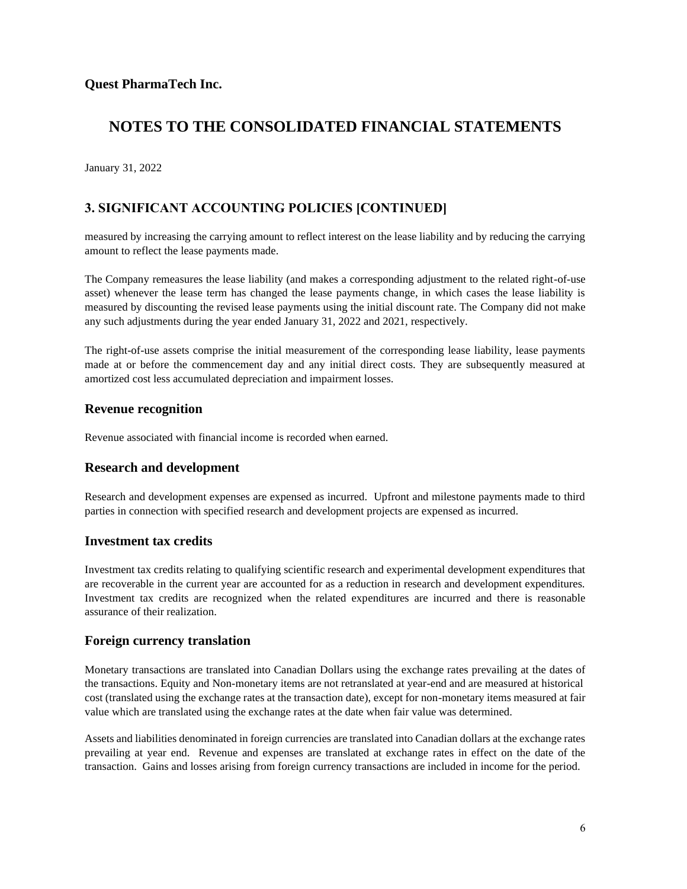**Quest PharmaTech Inc.**

# NOTES TO THE CONSOLIDATED FINANCIAL STATEMENTS

January 31, 2022

## 3. SIGNIFICANT ACCOUNTING POLICIES [CONTINUED]

measured by increasing the carrying amount to reflect interest on the lease liability and by reducing the carrying amount to reflect the lease payments made.

The Company remeasures the lease liability (and makes a corresponding adjustment to the related right-of-use asset) whenever the lease term has changed the lease payments change, in which cases the lease liability is measured by discounting the revised lease payments using the initial discount rate. The Company did not make any such adjustments during the year ended January 31, 2022 and 2021, respectively.

The right-of-use assets comprise the initial measurement of the corresponding lease liability, lease payments made at or before the commencement day and any initial direct costs. They are subsequently measured at amortized cost less accumulated depreciation and impairment losses.

### Revenue recognition

Revenue associated with financial income is recorded when earned.

### Research and development

Research and development expenses are expensed as incurred. Upfront and milestone payments made to third parties in connection with specified research and development projects are expensed as incurred.

### Investment tax credits

Investment tax credits relating to qualifying scientific research and experimental development expenditures that are recoverable in the current year are accounted for as a reduction in research and development expenditures. Investment tax credits are recognized when the related expenditures are incurred and there is reasonable assurance of their realization.

### Foreign currency translation

Monetary transactions are translated into Canadian Dollars using the exchange rates prevailing at the dates of the transactions. Equity and Non-monetary items are not retranslated at year-end and are measured at historical cost (translated using the exchange rates at the transaction date), except for non-monetary items measured at fair value which are translated using the exchange rates at the date when fair value was determined.

Assets and liabilities denominated in foreign currencies are translated into Canadian dollars at the exchange rates prevailing at year end. Revenue and expenses are translated at exchange rates in effect on the date of the transaction. Gains and losses arising from foreign currency transactions are included in income for the period.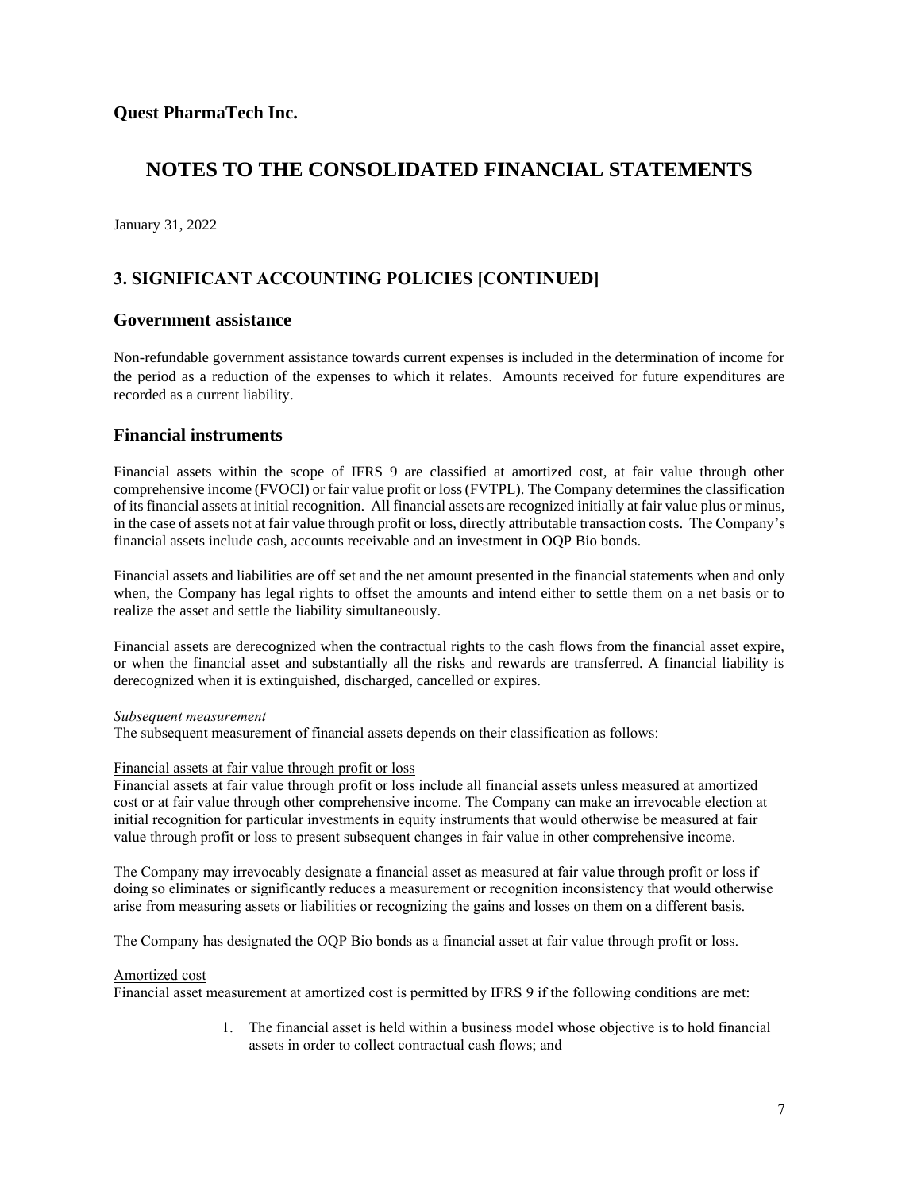# NOTES TO THE CONSOLIDATED FINANCIAL STATEMENTS

January 31, 2022

## 3. SIGNIFICANT ACCOUNTING POLICIES [CONTINUED]

### Government assistance

Non-refundable government assistance towards current expenses is included in the determination of income for the period as a reduction of the expenses to which it relates. Amounts received for future expenditures are recorded as a current liability.

### Financial instruments

Financial assets within the scope of IFRS 9 are classified at amortized cost, at fair value through other comprehensive income (FVOCI) or fair value profit or loss (FVTPL). The Company determines the classification of its financial assets at initial recognition. All financial assets are recognized initially at fair value plus or minus, in the case of assets not at fair value through profit or loss, directly attributable transaction costs. The Company's financial assets include cash, accounts receivable and an investment in OQP Bio bonds.

Financial assets and liabilities are off set and the net amount presented in the financial statements when and only when, the Company has legal rights to offset the amounts and intend either to settle them on a net basis or to realize the asset and settle the liability simultaneously.

Financial assets are derecognized when the contractual rights to the cash flows from the financial asset expire, or when the financial asset and substantially all the risks and rewards are transferred. A financial liability is derecognized when it is extinguished, discharged, cancelled or expires.

*Subsequent measurement*
The subsequent measurement of financial assets depends on their classification as follows:

Financial assets at fair value through profit or loss
Financial assets at fair value through profit or loss include all financial assets unless measured at amortized cost or at fair value through other comprehensive income. The Company can make an irrevocable election at initial recognition for particular investments in equity instruments that would otherwise be measured at fair value through profit or loss to present subsequent changes in fair value in other comprehensive income.

The Company may irrevocably designate a financial asset as measured at fair value through profit or loss if doing so eliminates or significantly reduces a measurement or recognition inconsistency that would otherwise arise from measuring assets or liabilities or recognizing the gains and losses on them on a different basis.

The Company has designated the OQP Bio bonds as a financial asset at fair value through profit or loss.

Amortized cost
Financial asset measurement at amortized cost is permitted by IFRS 9 if the following conditions are met:

1. The financial asset is held within a business model whose objective is to hold financial assets in order to collect contractual cash flows; and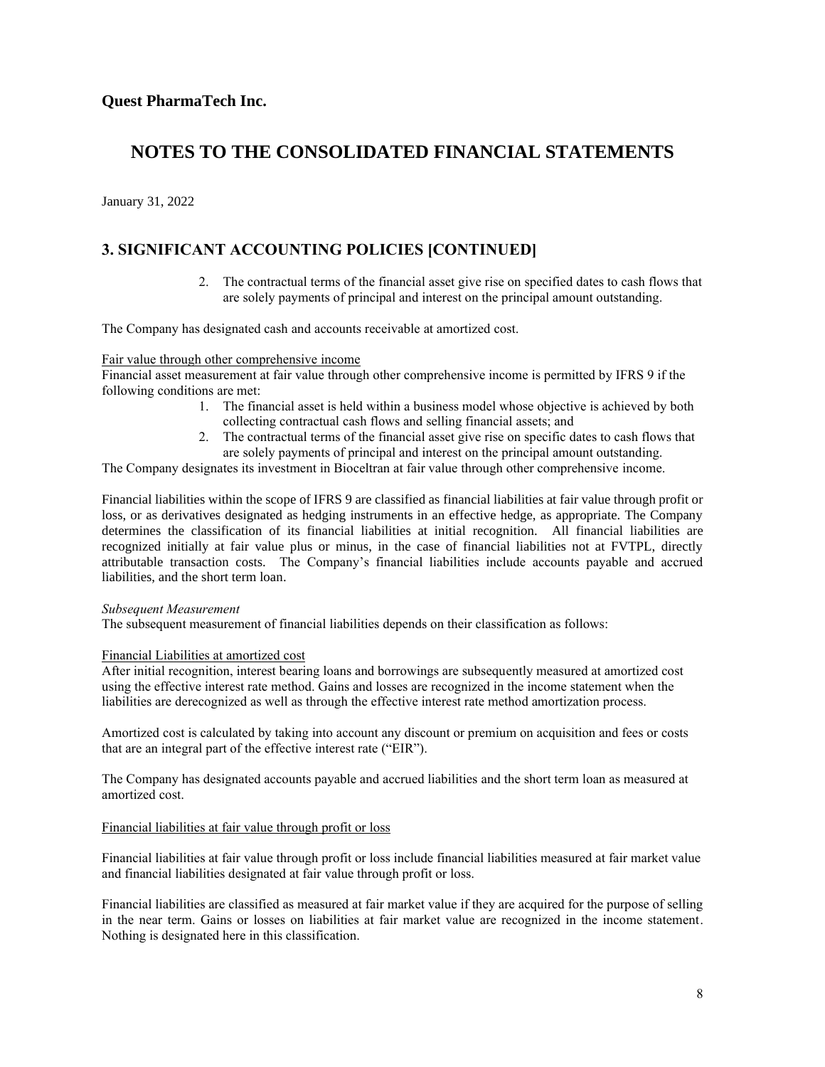**Quest PharmaTech Inc.**

# NOTES TO THE CONSOLIDATED FINANCIAL STATEMENTS

January 31, 2022

## 3. SIGNIFICANT ACCOUNTING POLICIES [CONTINUED]

2. The contractual terms of the financial asset give rise on specified dates to cash flows that are solely payments of principal and interest on the principal amount outstanding.

The Company has designated cash and accounts receivable at amortized cost.

Fair value through other comprehensive income

Financial asset measurement at fair value through other comprehensive income is permitted by IFRS 9 if the following conditions are met:

1. The financial asset is held within a business model whose objective is achieved by both collecting contractual cash flows and selling financial assets; and
2. The contractual terms of the financial asset give rise on specific dates to cash flows that are solely payments of principal and interest on the principal amount outstanding.

The Company designates its investment in Bioceltran at fair value through other comprehensive income.

Financial liabilities within the scope of IFRS 9 are classified as financial liabilities at fair value through profit or loss, or as derivatives designated as hedging instruments in an effective hedge, as appropriate. The Company determines the classification of its financial liabilities at initial recognition. All financial liabilities are recognized initially at fair value plus or minus, in the case of financial liabilities not at FVTPL, directly attributable transaction costs. The Company's financial liabilities include accounts payable and accrued liabilities, and the short term loan.

*Subsequent Measurement*

The subsequent measurement of financial liabilities depends on their classification as follows:

Financial Liabilities at amortized cost

After initial recognition, interest bearing loans and borrowings are subsequently measured at amortized cost using the effective interest rate method. Gains and losses are recognized in the income statement when the liabilities are derecognized as well as through the effective interest rate method amortization process.

Amortized cost is calculated by taking into account any discount or premium on acquisition and fees or costs that are an integral part of the effective interest rate ("EIR").

The Company has designated accounts payable and accrued liabilities and the short term loan as measured at amortized cost.

Financial liabilities at fair value through profit or loss

Financial liabilities at fair value through profit or loss include financial liabilities measured at fair market value and financial liabilities designated at fair value through profit or loss.

Financial liabilities are classified as measured at fair market value if they are acquired for the purpose of selling in the near term. Gains or losses on liabilities at fair market value are recognized in the income statement. Nothing is designated here in this classification.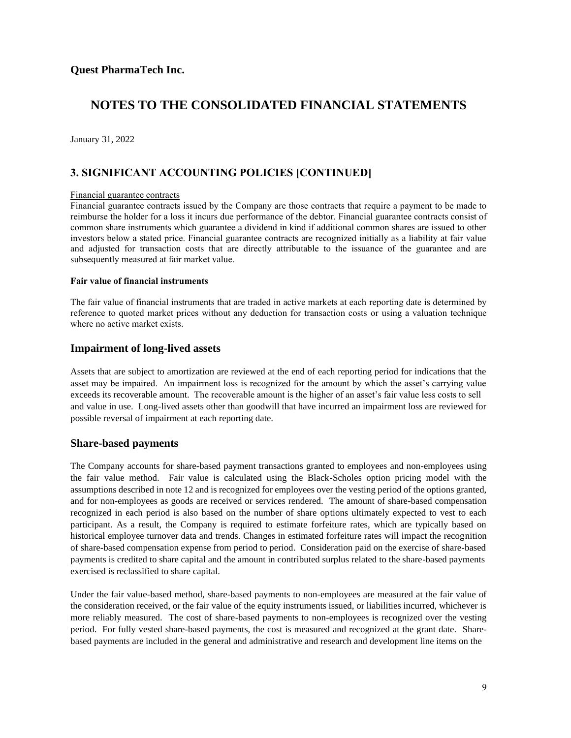**Quest PharmaTech Inc.**

# NOTES TO THE CONSOLIDATED FINANCIAL STATEMENTS

January 31, 2022

## 3. SIGNIFICANT ACCOUNTING POLICIES [CONTINUED]

Financial guarantee contracts

Financial guarantee contracts issued by the Company are those contracts that require a payment to be made to reimburse the holder for a loss it incurs due performance of the debtor. Financial guarantee contracts consist of common share instruments which guarantee a dividend in kind if additional common shares are issued to other investors below a stated price. Financial guarantee contracts are recognized initially as a liability at fair value and adjusted for transaction costs that are directly attributable to the issuance of the guarantee and are subsequently measured at fair market value.

**Fair value of financial instruments**

The fair value of financial instruments that are traded in active markets at each reporting date is determined by reference to quoted market prices without any deduction for transaction costs or using a valuation technique where no active market exists.

### Impairment of long-lived assets

Assets that are subject to amortization are reviewed at the end of each reporting period for indications that the asset may be impaired. An impairment loss is recognized for the amount by which the asset's carrying value exceeds its recoverable amount. The recoverable amount is the higher of an asset's fair value less costs to sell and value in use. Long-lived assets other than goodwill that have incurred an impairment loss are reviewed for possible reversal of impairment at each reporting date.

### Share-based payments

The Company accounts for share-based payment transactions granted to employees and non-employees using the fair value method. Fair value is calculated using the Black-Scholes option pricing model with the assumptions described in note 12 and is recognized for employees over the vesting period of the options granted, and for non-employees as goods are received or services rendered. The amount of share-based compensation recognized in each period is also based on the number of share options ultimately expected to vest to each participant. As a result, the Company is required to estimate forfeiture rates, which are typically based on historical employee turnover data and trends. Changes in estimated forfeiture rates will impact the recognition of share-based compensation expense from period to period. Consideration paid on the exercise of share-based payments is credited to share capital and the amount in contributed surplus related to the share-based payments exercised is reclassified to share capital.

Under the fair value-based method, share-based payments to non-employees are measured at the fair value of the consideration received, or the fair value of the equity instruments issued, or liabilities incurred, whichever is more reliably measured. The cost of share-based payments to non-employees is recognized over the vesting period. For fully vested share-based payments, the cost is measured and recognized at the grant date. Share-based payments are included in the general and administrative and research and development line items on the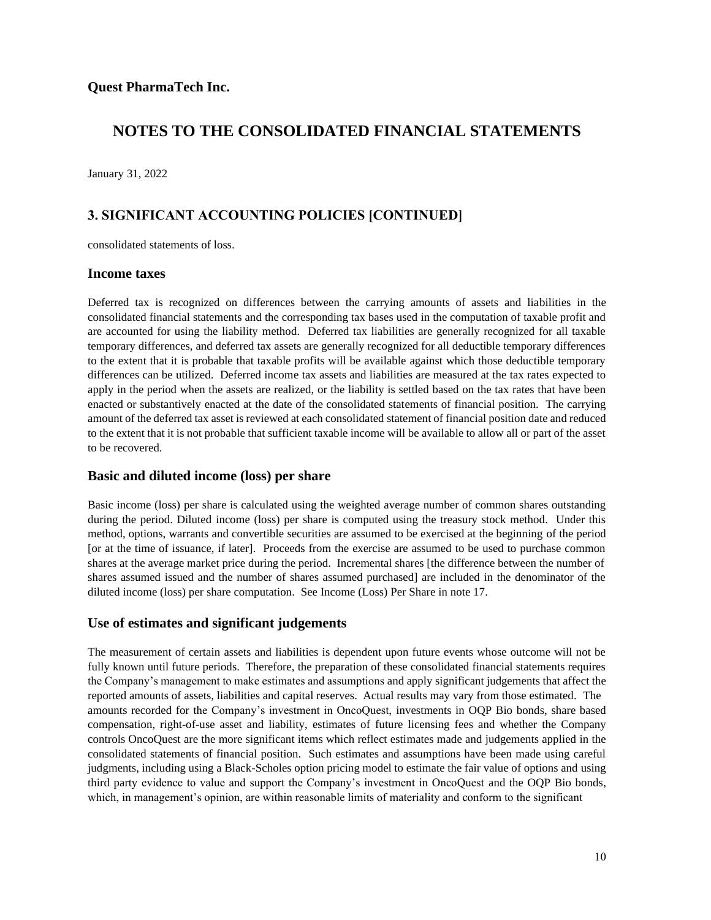## 3. SIGNIFICANT ACCOUNTING POLICIES [CONTINUED]

consolidated statements of loss.

### Income taxes

Deferred tax is recognized on differences between the carrying amounts of assets and liabilities in the consolidated financial statements and the corresponding tax bases used in the computation of taxable profit and are accounted for using the liability method. Deferred tax liabilities are generally recognized for all taxable temporary differences, and deferred tax assets are generally recognized for all deductible temporary differences to the extent that it is probable that taxable profits will be available against which those deductible temporary differences can be utilized. Deferred income tax assets and liabilities are measured at the tax rates expected to apply in the period when the assets are realized, or the liability is settled based on the tax rates that have been enacted or substantively enacted at the date of the consolidated statements of financial position. The carrying amount of the deferred tax asset is reviewed at each consolidated statement of financial position date and reduced to the extent that it is not probable that sufficient taxable income will be available to allow all or part of the asset to be recovered.

### Basic and diluted income (loss) per share

Basic income (loss) per share is calculated using the weighted average number of common shares outstanding during the period. Diluted income (loss) per share is computed using the treasury stock method. Under this method, options, warrants and convertible securities are assumed to be exercised at the beginning of the period [or at the time of issuance, if later]. Proceeds from the exercise are assumed to be used to purchase common shares at the average market price during the period. Incremental shares [the difference between the number of shares assumed issued and the number of shares assumed purchased] are included in the denominator of the diluted income (loss) per share computation. See Income (Loss) Per Share in note 17.

### Use of estimates and significant judgements

The measurement of certain assets and liabilities is dependent upon future events whose outcome will not be fully known until future periods. Therefore, the preparation of these consolidated financial statements requires the Company's management to make estimates and assumptions and apply significant judgements that affect the reported amounts of assets, liabilities and capital reserves. Actual results may vary from those estimated. The amounts recorded for the Company's investment in OncoQuest, investments in OQP Bio bonds, share based compensation, right-of-use asset and liability, estimates of future licensing fees and whether the Company controls OncoQuest are the more significant items which reflect estimates made and judgements applied in the consolidated statements of financial position. Such estimates and assumptions have been made using careful judgments, including using a Black-Scholes option pricing model to estimate the fair value of options and using third party evidence to value and support the Company's investment in OncoQuest and the OQP Bio bonds, which, in management's opinion, are within reasonable limits of materiality and conform to the significant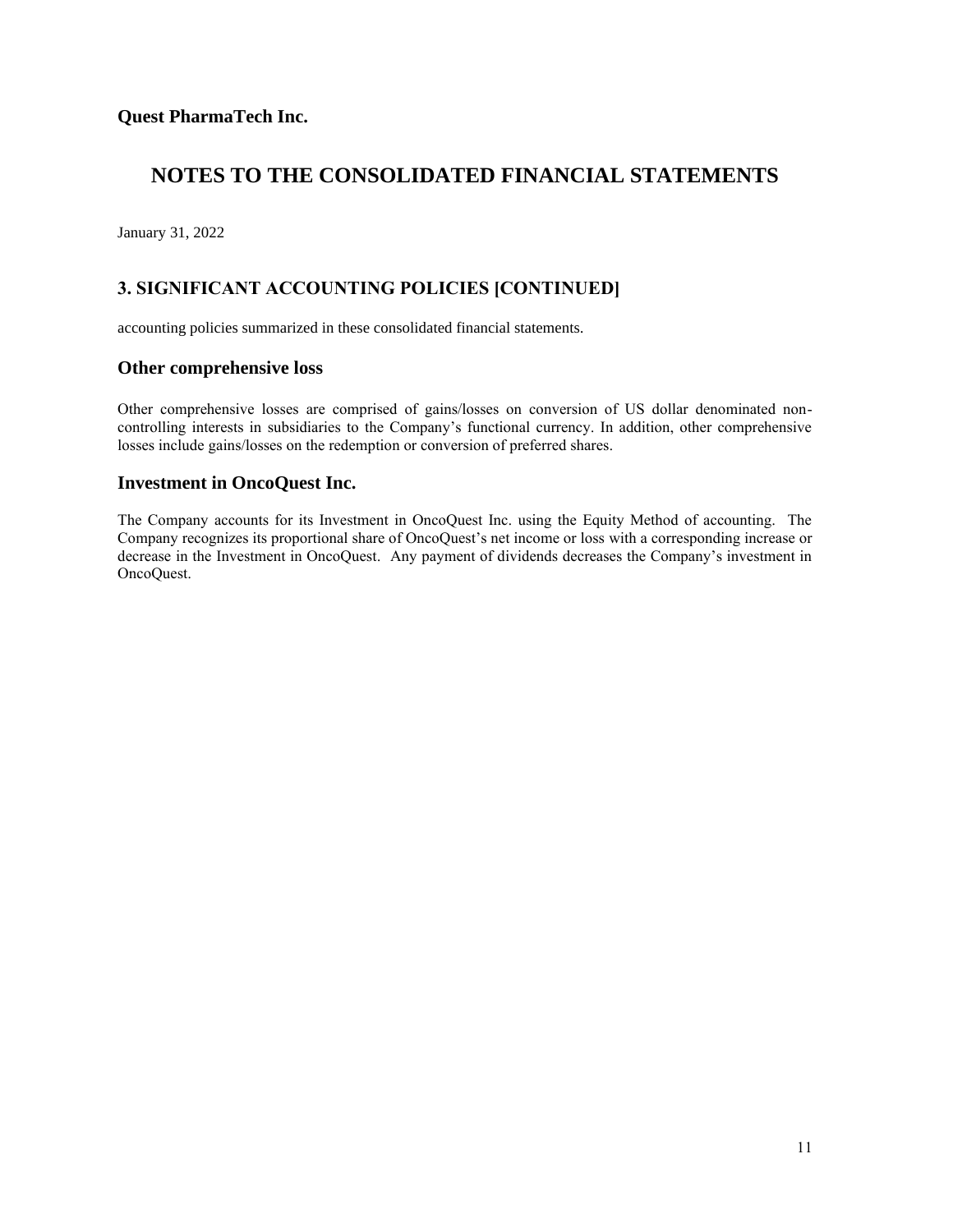## 3. SIGNIFICANT ACCOUNTING POLICIES [CONTINUED]

accounting policies summarized in these consolidated financial statements.

### Other comprehensive loss

Other comprehensive losses are comprised of gains/losses on conversion of US dollar denominated non-controlling interests in subsidiaries to the Company's functional currency. In addition, other comprehensive losses include gains/losses on the redemption or conversion of preferred shares.

### Investment in OncoQuest Inc.

The Company accounts for its Investment in OncoQuest Inc. using the Equity Method of accounting. The Company recognizes its proportional share of OncoQuest's net income or loss with a corresponding increase or decrease in the Investment in OncoQuest. Any payment of dividends decreases the Company's investment in OncoQuest.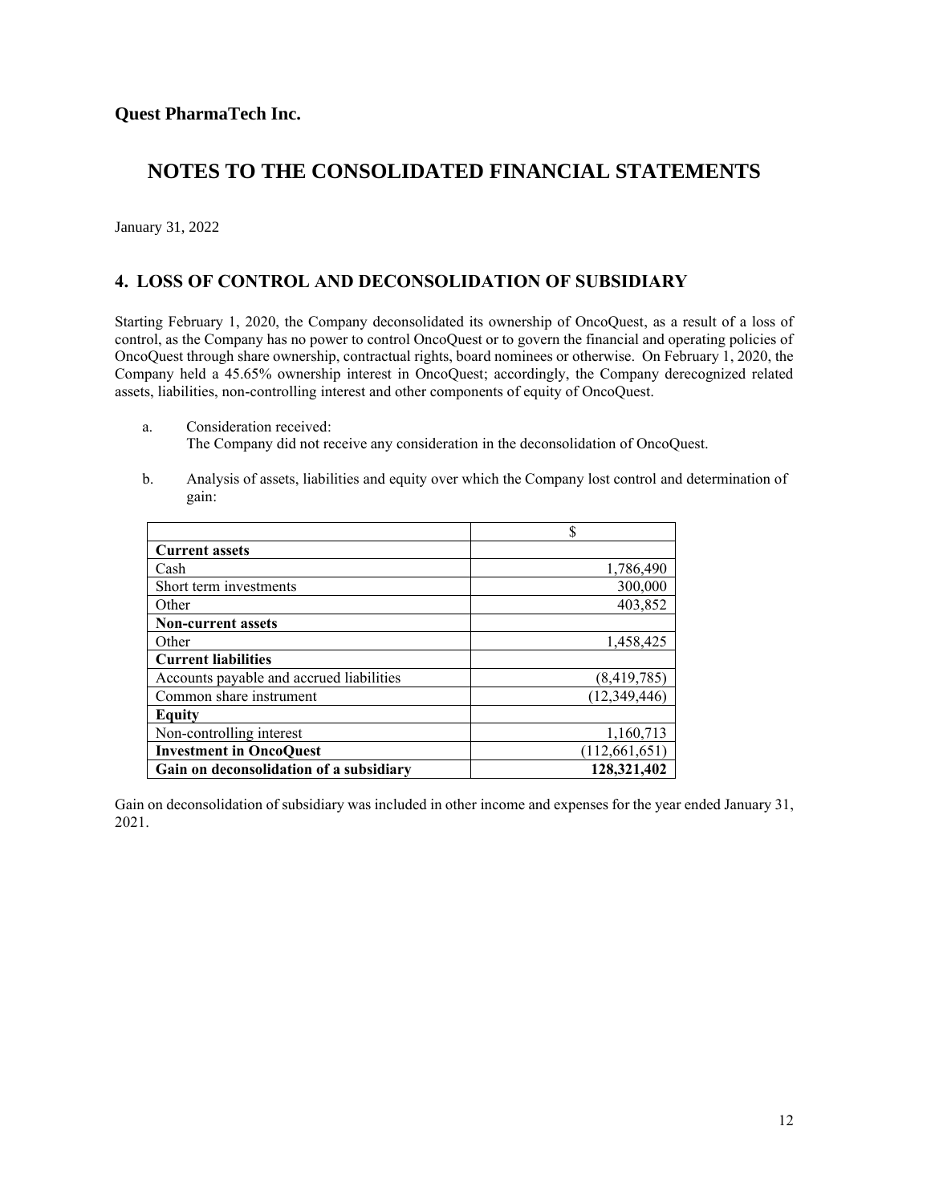**Quest PharmaTech Inc.**

# NOTES TO THE CONSOLIDATED FINANCIAL STATEMENTS

January 31, 2022

## 4. LOSS OF CONTROL AND DECONSOLIDATION OF SUBSIDIARY

Starting February 1, 2020, the Company deconsolidated its ownership of OncoQuest, as a result of a loss of control, as the Company has no power to control OncoQuest or to govern the financial and operating policies of OncoQuest through share ownership, contractual rights, board nominees or otherwise. On February 1, 2020, the Company held a 45.65% ownership interest in OncoQuest; accordingly, the Company derecognized related assets, liabilities, non-controlling interest and other components of equity of OncoQuest.

a. Consideration received:
   The Company did not receive any consideration in the deconsolidation of OncoQuest.

b. Analysis of assets, liabilities and equity over which the Company lost control and determination of gain:

| | $ |
|---|---:|
| **Current assets** | |
| Cash | 1,786,490 |
| Short term investments | 300,000 |
| Other | 403,852 |
| **Non-current assets** | |
| Other | 1,458,425 |
| **Current liabilities** | |
| Accounts payable and accrued liabilities | (8,419,785) |
| Common share instrument | (12,349,446) |
| **Equity** | |
| Non-controlling interest | 1,160,713 |
| **Investment in OncoQuest** | (112,661,651) |
| **Gain on deconsolidation of a subsidiary** | **128,321,402** |

Gain on deconsolidation of subsidiary was included in other income and expenses for the year ended January 31, 2021.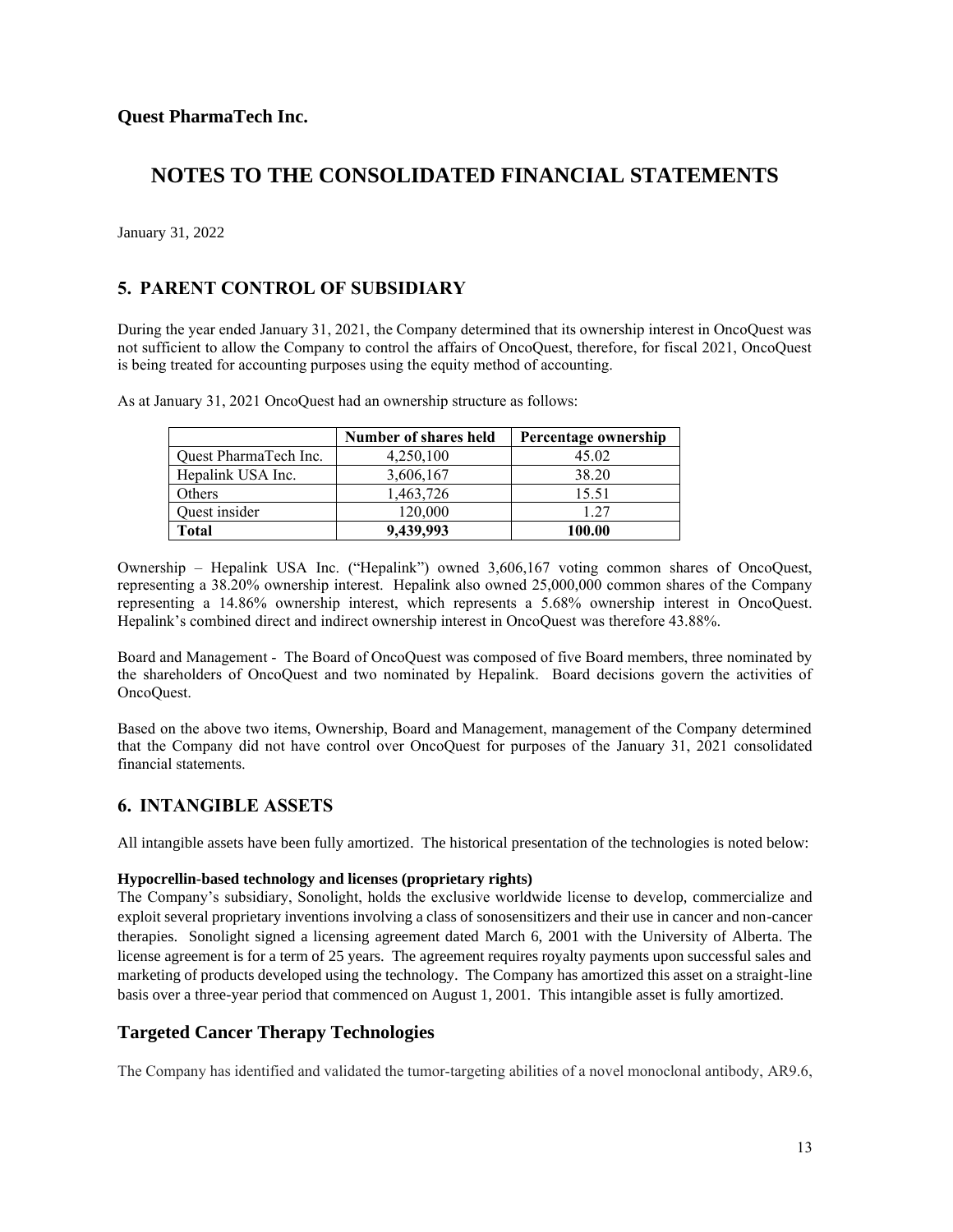**Quest PharmaTech Inc.**

# NOTES TO THE CONSOLIDATED FINANCIAL STATEMENTS

January 31, 2022

## 5. PARENT CONTROL OF SUBSIDIARY

During the year ended January 31, 2021, the Company determined that its ownership interest in OncoQuest was not sufficient to allow the Company to control the affairs of OncoQuest, therefore, for fiscal 2021, OncoQuest is being treated for accounting purposes using the equity method of accounting.

As at January 31, 2021 OncoQuest had an ownership structure as follows:

| | Number of shares held | Percentage ownership |
|---|---|---|
| Quest PharmaTech Inc. | 4,250,100 | 45.02 |
| Hepalink USA Inc. | 3,606,167 | 38.20 |
| Others | 1,463,726 | 15.51 |
| Quest insider | 120,000 | 1.27 |
| **Total** | **9,439,993** | **100.00** |

Ownership – Hepalink USA Inc. ("Hepalink") owned 3,606,167 voting common shares of OncoQuest, representing a 38.20% ownership interest. Hepalink also owned 25,000,000 common shares of the Company representing a 14.86% ownership interest, which represents a 5.68% ownership interest in OncoQuest. Hepalink's combined direct and indirect ownership interest in OncoQuest was therefore 43.88%.

Board and Management - The Board of OncoQuest was composed of five Board members, three nominated by the shareholders of OncoQuest and two nominated by Hepalink. Board decisions govern the activities of OncoQuest.

Based on the above two items, Ownership, Board and Management, management of the Company determined that the Company did not have control over OncoQuest for purposes of the January 31, 2021 consolidated financial statements.

## 6. INTANGIBLE ASSETS

All intangible assets have been fully amortized. The historical presentation of the technologies is noted below:

**Hypocrellin-based technology and licenses (proprietary rights)**

The Company's subsidiary, Sonolight, holds the exclusive worldwide license to develop, commercialize and exploit several proprietary inventions involving a class of sonosensitizers and their use in cancer and non-cancer therapies. Sonolight signed a licensing agreement dated March 6, 2001 with the University of Alberta. The license agreement is for a term of 25 years. The agreement requires royalty payments upon successful sales and marketing of products developed using the technology. The Company has amortized this asset on a straight-line basis over a three-year period that commenced on August 1, 2001. This intangible asset is fully amortized.

## Targeted Cancer Therapy Technologies

The Company has identified and validated the tumor-targeting abilities of a novel monoclonal antibody, AR9.6,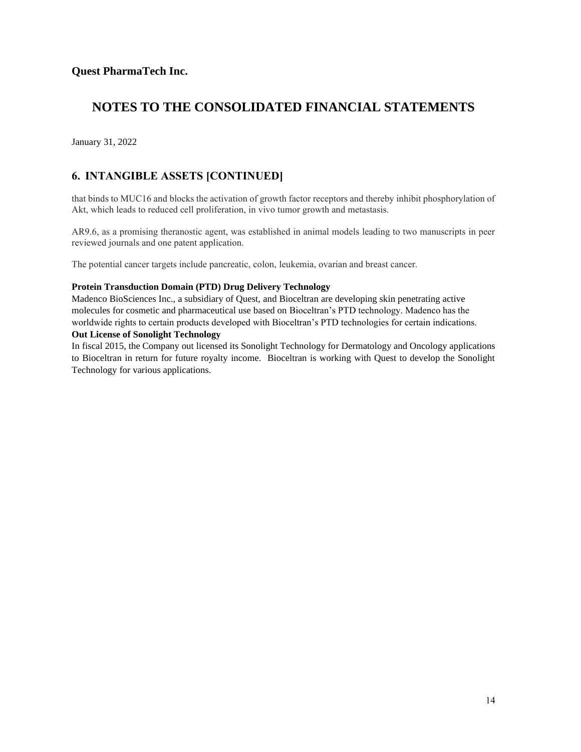**Quest PharmaTech Inc.**

# NOTES TO THE CONSOLIDATED FINANCIAL STATEMENTS

January 31, 2022

## 6. INTANGIBLE ASSETS [CONTINUED]

that binds to MUC16 and blocks the activation of growth factor receptors and thereby inhibit phosphorylation of Akt, which leads to reduced cell proliferation, in vivo tumor growth and metastasis.

AR9.6, as a promising theranostic agent, was established in animal models leading to two manuscripts in peer reviewed journals and one patent application.

The potential cancer targets include pancreatic, colon, leukemia, ovarian and breast cancer.

**Protein Transduction Domain (PTD) Drug Delivery Technology**

Madenco BioSciences Inc., a subsidiary of Quest, and Bioceltran are developing skin penetrating active molecules for cosmetic and pharmaceutical use based on Bioceltran's PTD technology. Madenco has the worldwide rights to certain products developed with Bioceltran's PTD technologies for certain indications.

**Out License of Sonolight Technology**

In fiscal 2015, the Company out licensed its Sonolight Technology for Dermatology and Oncology applications to Bioceltran in return for future royalty income. Bioceltran is working with Quest to develop the Sonolight Technology for various applications.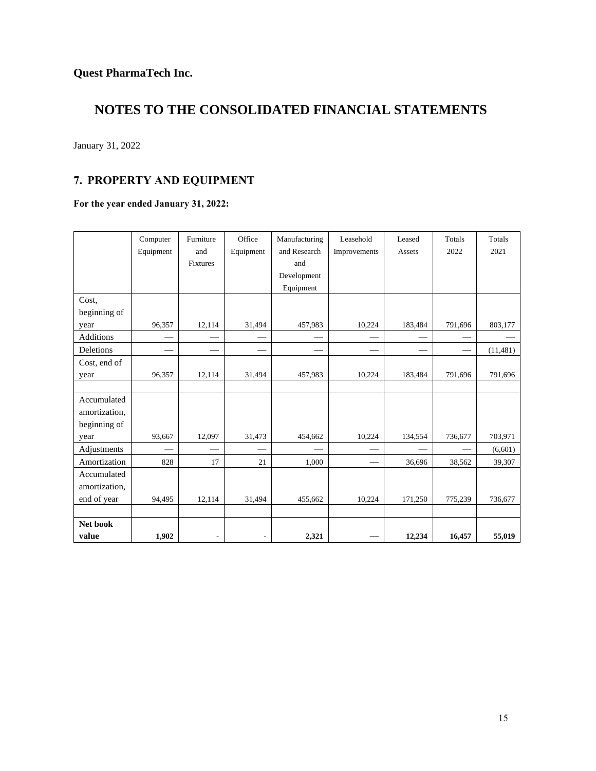**Quest PharmaTech Inc.**

# NOTES TO THE CONSOLIDATED FINANCIAL STATEMENTS

January 31, 2022

## 7. PROPERTY AND EQUIPMENT

**For the year ended January 31, 2022:**

| | Computer Equipment | Furniture and Fixtures | Office Equipment | Manufacturing and Research and Development Equipment | Leasehold Improvements | Leased Assets | Totals 2022 | Totals 2021 |
|---|---|---|---|---|---|---|---|---|
| Cost, beginning of year | 96,357 | 12,114 | 31,494 | 457,983 | 10,224 | 183,484 | 791,696 | 803,177 |
| Additions | — | — | — | — | — | — | — | — |
| Deletions | — | — | — | — | — | — | — | (11,481) |
| Cost, end of year | 96,357 | 12,114 | 31,494 | 457,983 | 10,224 | 183,484 | 791,696 | 791,696 |
| | | | | | | | | |
| Accumulated amortization, beginning of year | 93,667 | 12,097 | 31,473 | 454,662 | 10,224 | 134,554 | 736,677 | 703,971 |
| Adjustments | — | — | — | — | — | — | — | (6,601) |
| Amortization | 828 | 17 | 21 | 1,000 | — | 36,696 | 38,562 | 39,307 |
| Accumulated amortization, end of year | 94,495 | 12,114 | 31,494 | 455,662 | 10,224 | 171,250 | 775,239 | 736,677 |
| | | | | | | | | |
| **Net book value** | **1,902** | **-** | **-** | **2,321** | **—** | **12,234** | **16,457** | **55,019** |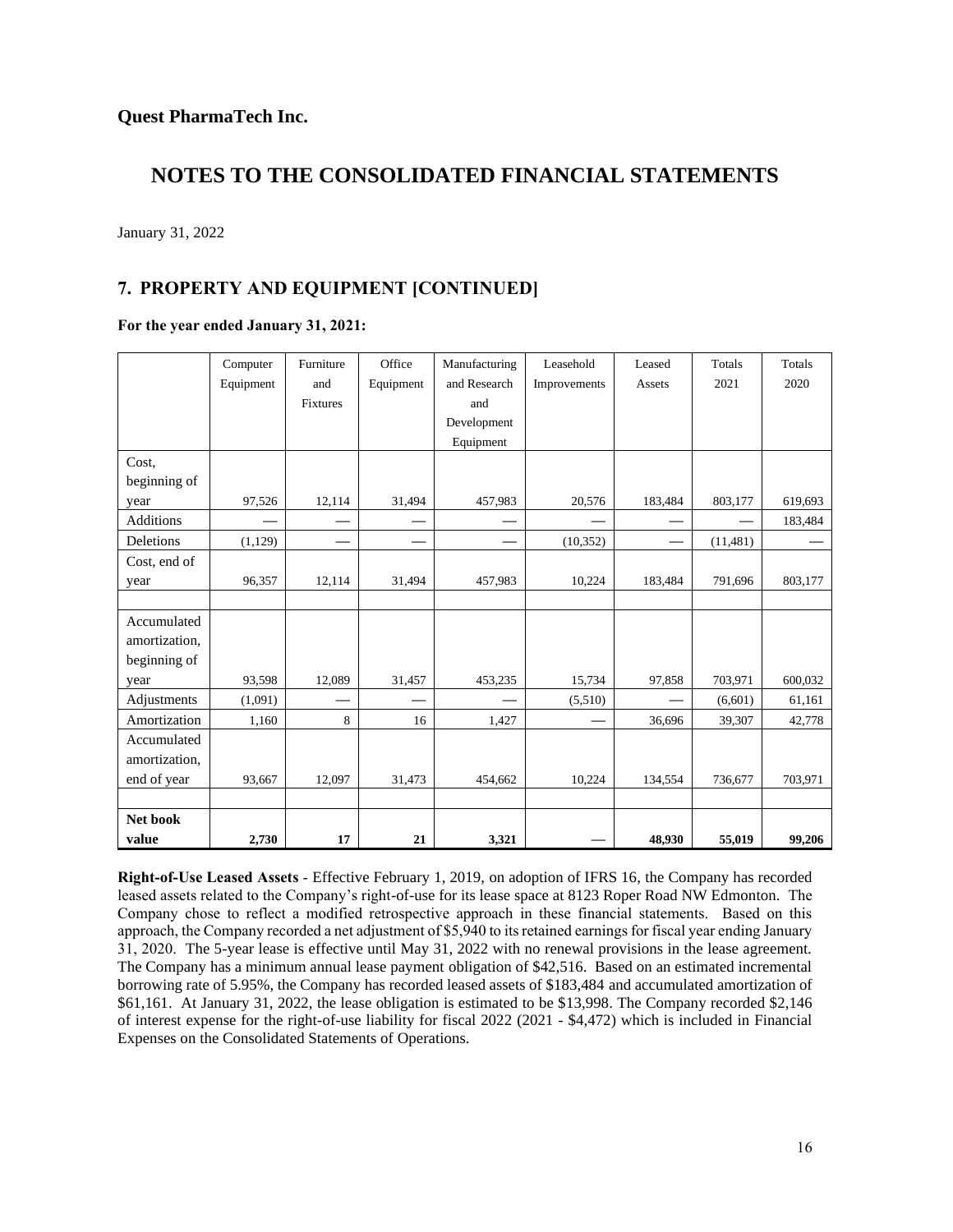**Quest PharmaTech Inc.**

# NOTES TO THE CONSOLIDATED FINANCIAL STATEMENTS

January 31, 2022

## 7. PROPERTY AND EQUIPMENT [CONTINUED]

**For the year ended January 31, 2021:**

| | Computer Equipment | Furniture and Fixtures | Office Equipment | Manufacturing and Research and Development Equipment | Leasehold Improvements | Leased Assets | Totals 2021 | Totals 2020 |
|---|---|---|---|---|---|---|---|---|
| Cost, beginning of year | 97,526 | 12,114 | 31,494 | 457,983 | 20,576 | 183,484 | 803,177 | 619,693 |
| Additions | — | — | — | — | — | — | — | 183,484 |
| Deletions | (1,129) | — | — | — | (10,352) | — | (11,481) | — |
| Cost, end of year | 96,357 | 12,114 | 31,494 | 457,983 | 10,224 | 183,484 | 791,696 | 803,177 |
| | | | | | | | | |
| Accumulated amortization, beginning of year | 93,598 | 12,089 | 31,457 | 453,235 | 15,734 | 97,858 | 703,971 | 600,032 |
| Adjustments | (1,091) | — | — | — | (5,510) | — | (6,601) | 61,161 |
| Amortization | 1,160 | 8 | 16 | 1,427 | — | 36,696 | 39,307 | 42,778 |
| Accumulated amortization, end of year | 93,667 | 12,097 | 31,473 | 454,662 | 10,224 | 134,554 | 736,677 | 703,971 |
| | | | | | | | | |
| **Net book value** | **2,730** | **17** | **21** | **3,321** | **—** | **48,930** | **55,019** | **99,206** |

**Right-of-Use Leased Assets** - Effective February 1, 2019, on adoption of IFRS 16, the Company has recorded leased assets related to the Company's right-of-use for its lease space at 8123 Roper Road NW Edmonton. The Company chose to reflect a modified retrospective approach in these financial statements. Based on this approach, the Company recorded a net adjustment of $5,940 to its retained earnings for fiscal year ending January 31, 2020. The 5-year lease is effective until May 31, 2022 with no renewal provisions in the lease agreement. The Company has a minimum annual lease payment obligation of $42,516. Based on an estimated incremental borrowing rate of 5.95%, the Company has recorded leased assets of $183,484 and accumulated amortization of $61,161. At January 31, 2022, the lease obligation is estimated to be $13,998. The Company recorded $2,146 of interest expense for the right-of-use liability for fiscal 2022 (2021 - $4,472) which is included in Financial Expenses on the Consolidated Statements of Operations.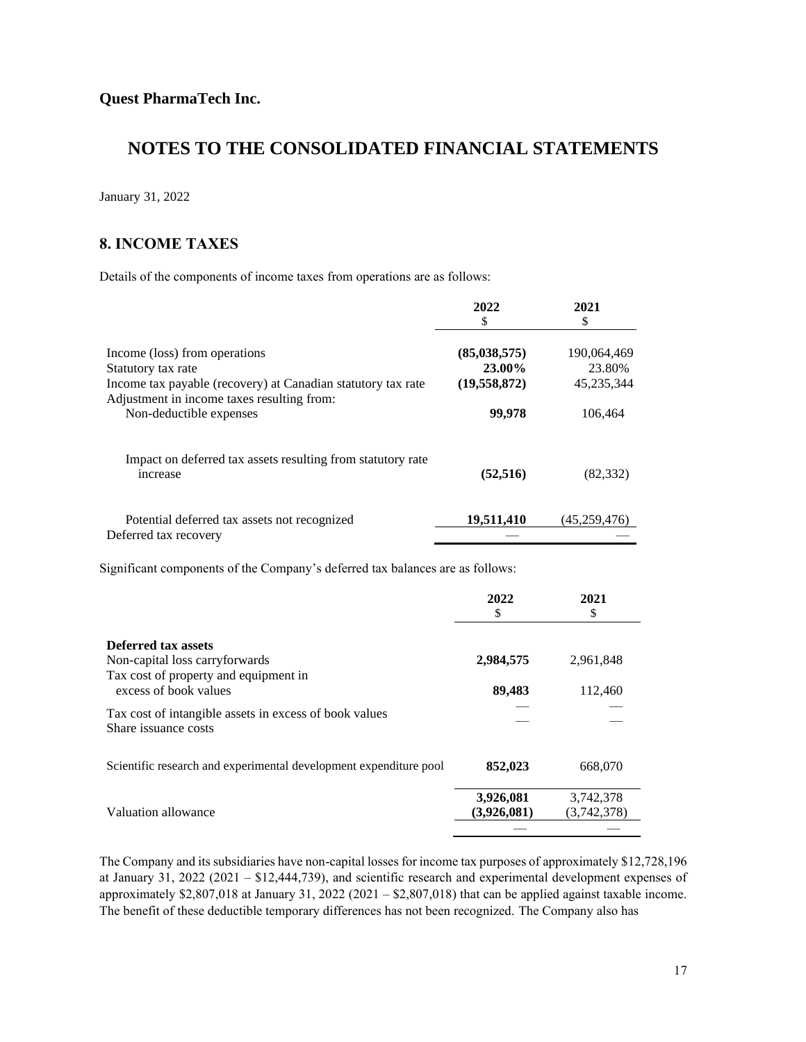**Quest PharmaTech Inc.**

# NOTES TO THE CONSOLIDATED FINANCIAL STATEMENTS

January 31, 2022

## 8. INCOME TAXES

Details of the components of income taxes from operations are as follows:

| | 2022<br>$ | 2021<br>$ |
|---|---|---|
| Income (loss) from operations | **(85,038,575)** | 190,064,469 |
| Statutory tax rate | **23.00%** | 23.80% |
| Income tax payable (recovery) at Canadian statutory tax rate | **(19,558,872)** | 45,235,344 |
| Adjustment in income taxes resulting from: | | |
| Non-deductible expenses | **99,978** | 106,464 |
| Impact on deferred tax assets resulting from statutory rate increase | **(52,516)** | (82,332) |
| Potential deferred tax assets not recognized | **19,511,410** | (45,259,476) |
| Deferred tax recovery | — | — |

Significant components of the Company's deferred tax balances are as follows:

| | 2022<br>$ | 2021<br>$ |
|---|---|---|
| **Deferred tax assets** | | |
| Non-capital loss carryforwards | **2,984,575** | 2,961,848 |
| Tax cost of property and equipment in excess of book values | **89,483** | 112,460 |
| Tax cost of intangible assets in excess of book values | — | — |
| Share issuance costs | — | — |
| Scientific research and experimental development expenditure pool | **852,023** | 668,070 |
| | **3,926,081** | 3,742,378 |
| Valuation allowance | **(3,926,081)** | (3,742,378) |
| | — | — |

The Company and its subsidiaries have non-capital losses for income tax purposes of approximately $12,728,196 at January 31, 2022 (2021 – $12,444,739), and scientific research and experimental development expenses of approximately $2,807,018 at January 31, 2022 (2021 – $2,807,018) that can be applied against taxable income. The benefit of these deductible temporary differences has not been recognized. The Company also has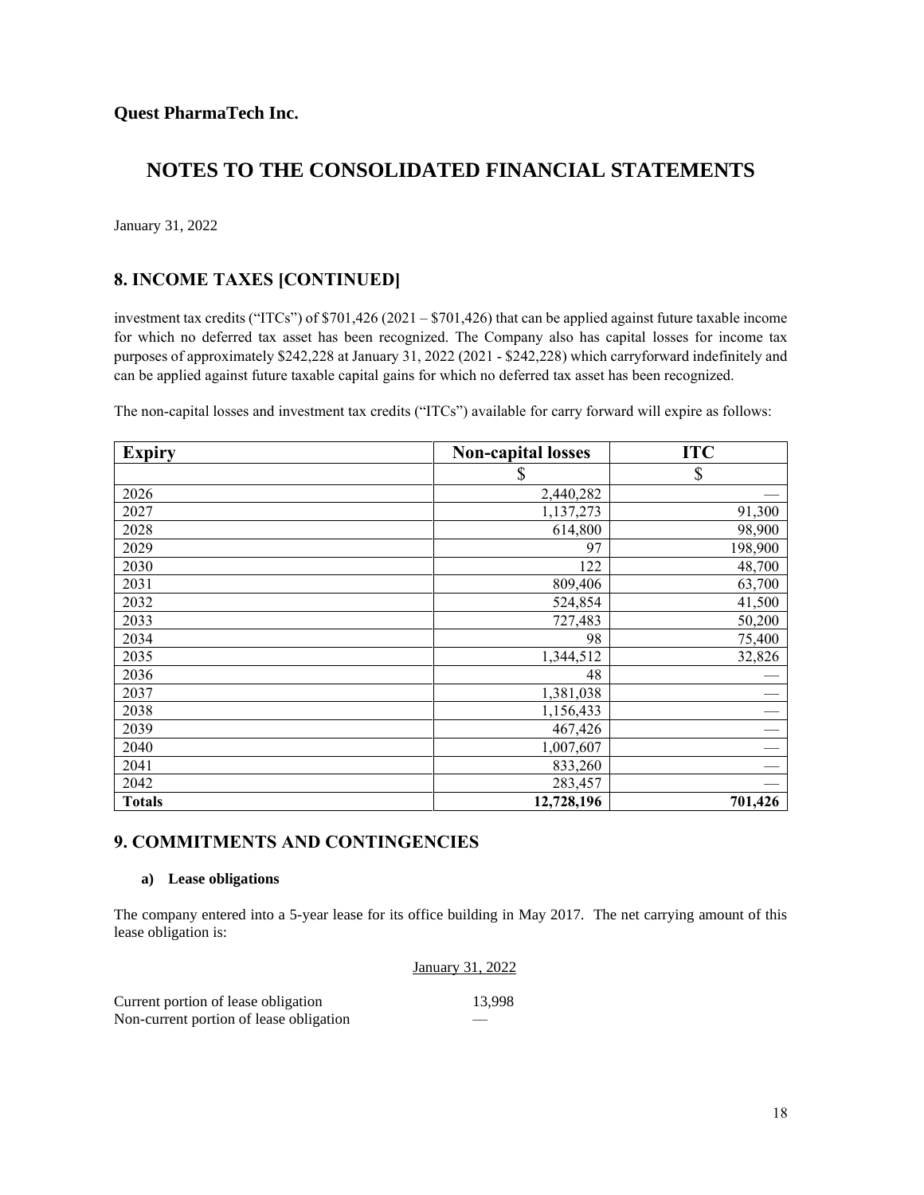# Quest PharmaTech Inc.

## NOTES TO THE CONSOLIDATED FINANCIAL STATEMENTS

January 31, 2022

## 8. INCOME TAXES [CONTINUED]

investment tax credits ("ITCs") of $701,426 (2021 – $701,426) that can be applied against future taxable income for which no deferred tax asset has been recognized. The Company also has capital losses for income tax purposes of approximately $242,228 at January 31, 2022 (2021 - $242,228) which carryforward indefinitely and can be applied against future taxable capital gains for which no deferred tax asset has been recognized.

The non-capital losses and investment tax credits ("ITCs") available for carry forward will expire as follows:

| Expiry | Non-capital losses | ITC |
|---|---|---|
| | $ | $ |
| 2026 | 2,440,282 | — |
| 2027 | 1,137,273 | 91,300 |
| 2028 | 614,800 | 98,900 |
| 2029 | 97 | 198,900 |
| 2030 | 122 | 48,700 |
| 2031 | 809,406 | 63,700 |
| 2032 | 524,854 | 41,500 |
| 2033 | 727,483 | 50,200 |
| 2034 | 98 | 75,400 |
| 2035 | 1,344,512 | 32,826 |
| 2036 | 48 | — |
| 2037 | 1,381,038 | — |
| 2038 | 1,156,433 | — |
| 2039 | 467,426 | — |
| 2040 | 1,007,607 | — |
| 2041 | 833,260 | — |
| 2042 | 283,457 | — |
| **Totals** | **12,728,196** | **701,426** |

## 9. COMMITMENTS AND CONTINGENCIES

### a) Lease obligations

The company entered into a 5-year lease for its office building in May 2017. The net carrying amount of this lease obligation is:

| | January 31, 2022 |
|---|---|
| Current portion of lease obligation | 13,998 |
| Non-current portion of lease obligation | — |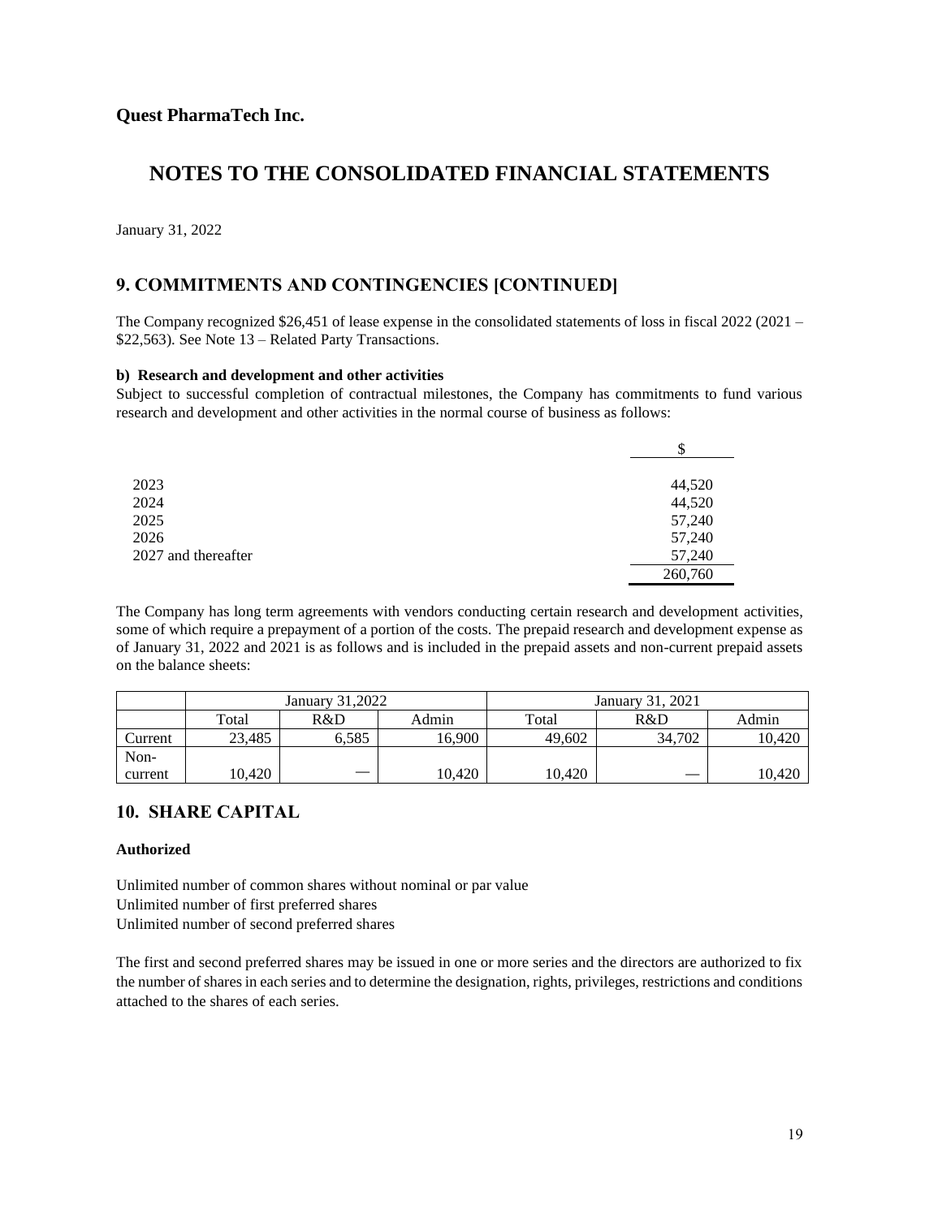**Quest PharmaTech Inc.**

# NOTES TO THE CONSOLIDATED FINANCIAL STATEMENTS

January 31, 2022

## 9. COMMITMENTS AND CONTINGENCIES [CONTINUED]

The Company recognized $26,451 of lease expense in the consolidated statements of loss in fiscal 2022 (2021 – $22,563). See Note 13 – Related Party Transactions.

**b) Research and development and other activities**

Subject to successful completion of contractual milestones, the Company has commitments to fund various research and development and other activities in the normal course of business as follows:

| | $ |
|---|---|
| 2023 | 44,520 |
| 2024 | 44,520 |
| 2025 | 57,240 |
| 2026 | 57,240 |
| 2027 and thereafter | 57,240 |
| | 260,760 |

The Company has long term agreements with vendors conducting certain research and development activities, some of which require a prepayment of a portion of the costs. The prepaid research and development expense as of January 31, 2022 and 2021 is as follows and is included in the prepaid assets and non-current prepaid assets on the balance sheets:

| | January 31,2022 | | | January 31, 2021 | | |
|---|---|---|---|---|---|---|
| | Total | R&D | Admin | Total | R&D | Admin |
| Current | 23,485 | 6,585 | 16,900 | 49,602 | 34,702 | 10,420 |
| Non-current | 10,420 | — | 10,420 | 10,420 | — | 10,420 |

## 10. SHARE CAPITAL

**Authorized**

Unlimited number of common shares without nominal or par value
Unlimited number of first preferred shares
Unlimited number of second preferred shares

The first and second preferred shares may be issued in one or more series and the directors are authorized to fix the number of shares in each series and to determine the designation, rights, privileges, restrictions and conditions attached to the shares of each series.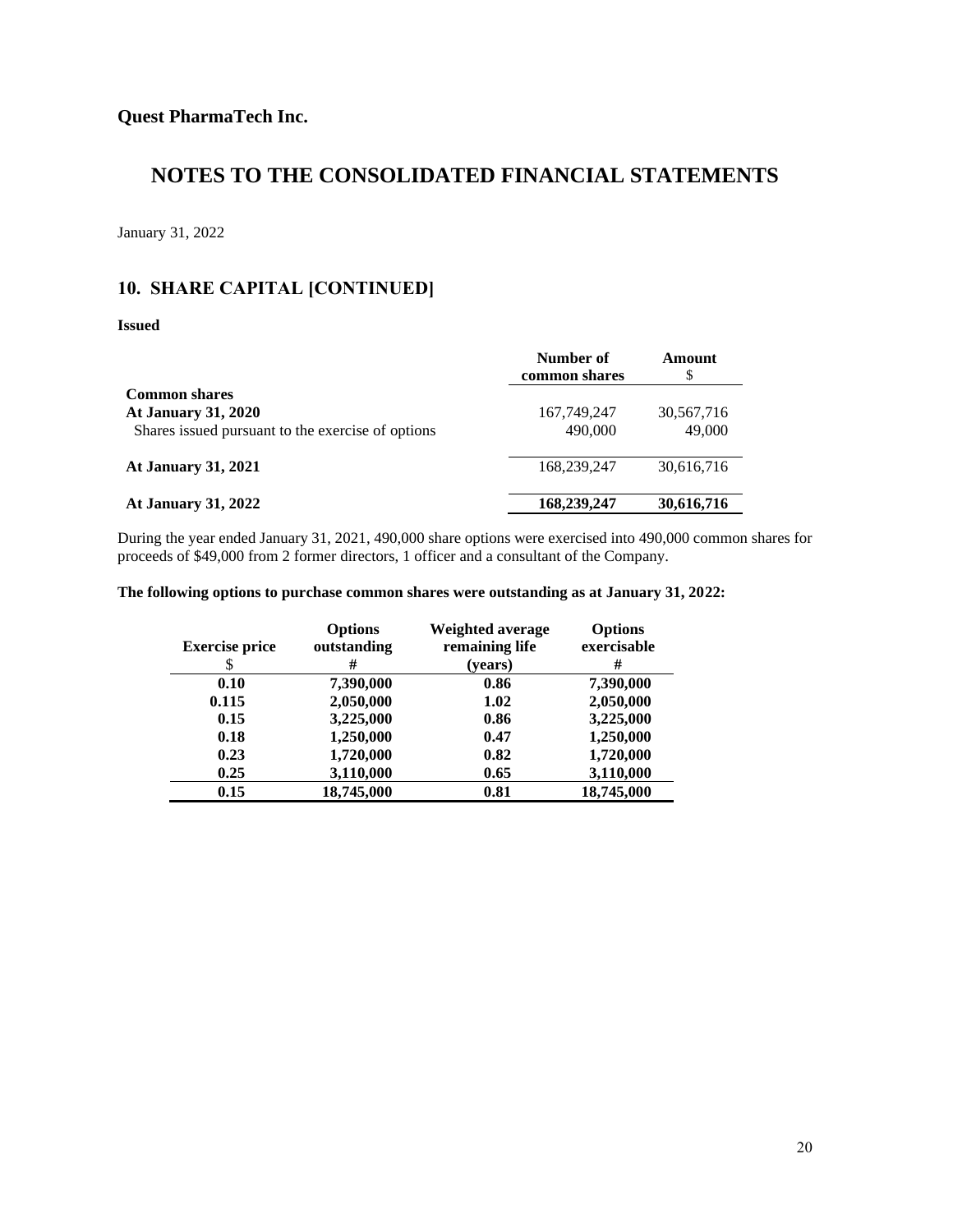**Quest PharmaTech Inc.**

# NOTES TO THE CONSOLIDATED FINANCIAL STATEMENTS

January 31, 2022

## 10. SHARE CAPITAL [CONTINUED]

**Issued**

| | Number of common shares | Amount $ |
|---|---|---|
| **Common shares** | | |
| **At January 31, 2020** | 167,749,247 | 30,567,716 |
| Shares issued pursuant to the exercise of options | 490,000 | 49,000 |
| **At January 31, 2021** | 168,239,247 | 30,616,716 |
| **At January 31, 2022** | **168,239,247** | **30,616,716** |

During the year ended January 31, 2021, 490,000 share options were exercised into 490,000 common shares for proceeds of $49,000 from 2 former directors, 1 officer and a consultant of the Company.

**The following options to purchase common shares were outstanding as at January 31, 2022:**

| Exercise price $ | Options outstanding # | Weighted average remaining life (years) | Options exercisable # |
|---|---|---|---|
| **0.10** | **7,390,000** | **0.86** | **7,390,000** |
| **0.115** | **2,050,000** | **1.02** | **2,050,000** |
| **0.15** | **3,225,000** | **0.86** | **3,225,000** |
| **0.18** | **1,250,000** | **0.47** | **1,250,000** |
| **0.23** | **1,720,000** | **0.82** | **1,720,000** |
| **0.25** | **3,110,000** | **0.65** | **3,110,000** |
| **0.15** | **18,745,000** | **0.81** | **18,745,000** |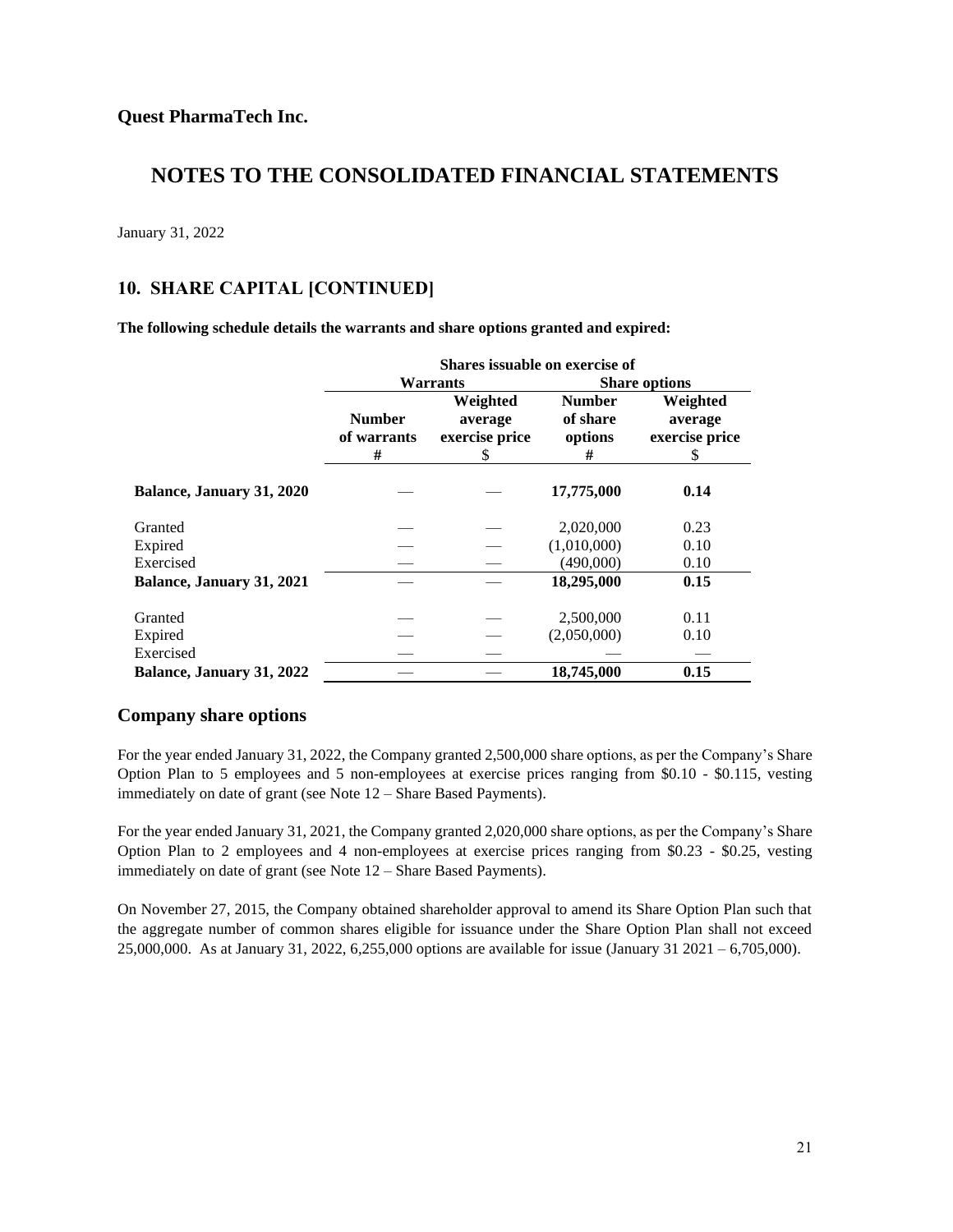**Quest PharmaTech Inc.**

# NOTES TO THE CONSOLIDATED FINANCIAL STATEMENTS

January 31, 2022

## 10. SHARE CAPITAL [CONTINUED]

**The following schedule details the warrants and share options granted and expired:**

| | Shares issuable on exercise of | | | |
|---|---|---|---|---|
| | Warrants | | Share options | |
| | Number of warrants # | Weighted average exercise price $ | Number of share options # | Weighted average exercise price $ |
| **Balance, January 31, 2020** | — | — | **17,775,000** | **0.14** |
| Granted | — | — | 2,020,000 | 0.23 |
| Expired | — | — | (1,010,000) | 0.10 |
| Exercised | — | — | (490,000) | 0.10 |
| **Balance, January 31, 2021** | — | — | **18,295,000** | **0.15** |
| Granted | — | — | 2,500,000 | 0.11 |
| Expired | — | — | (2,050,000) | 0.10 |
| Exercised | — | — | — | — |
| **Balance, January 31, 2022** | — | — | **18,745,000** | **0.15** |

## Company share options

For the year ended January 31, 2022, the Company granted 2,500,000 share options, as per the Company's Share Option Plan to 5 employees and 5 non-employees at exercise prices ranging from $0.10 - $0.115, vesting immediately on date of grant (see Note 12 – Share Based Payments).

For the year ended January 31, 2021, the Company granted 2,020,000 share options, as per the Company's Share Option Plan to 2 employees and 4 non-employees at exercise prices ranging from $0.23 - $0.25, vesting immediately on date of grant (see Note 12 – Share Based Payments).

On November 27, 2015, the Company obtained shareholder approval to amend its Share Option Plan such that the aggregate number of common shares eligible for issuance under the Share Option Plan shall not exceed 25,000,000. As at January 31, 2022, 6,255,000 options are available for issue (January 31 2021 – 6,705,000).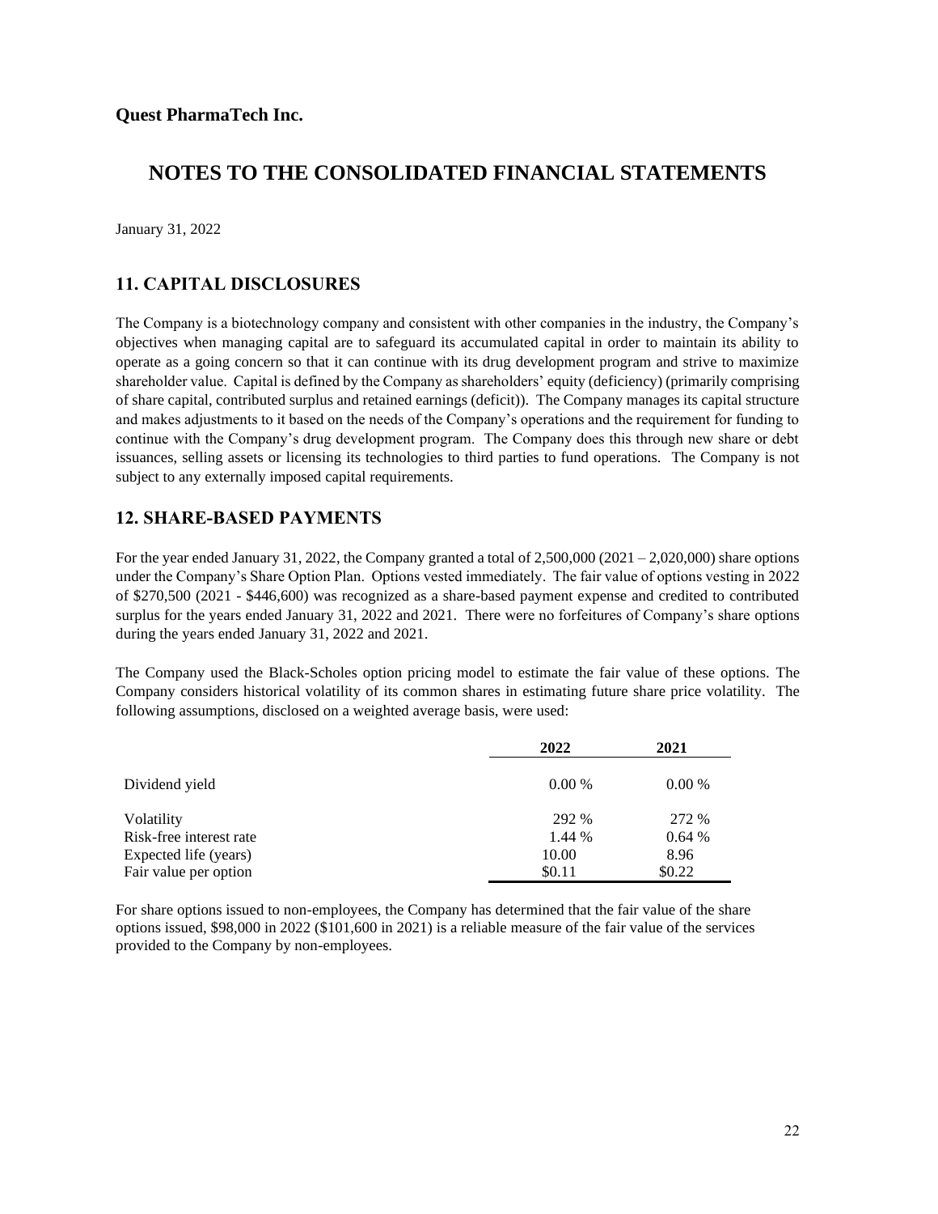**Quest PharmaTech Inc.**

# NOTES TO THE CONSOLIDATED FINANCIAL STATEMENTS

January 31, 2022

## 11. CAPITAL DISCLOSURES

The Company is a biotechnology company and consistent with other companies in the industry, the Company's objectives when managing capital are to safeguard its accumulated capital in order to maintain its ability to operate as a going concern so that it can continue with its drug development program and strive to maximize shareholder value. Capital is defined by the Company as shareholders' equity (deficiency) (primarily comprising of share capital, contributed surplus and retained earnings (deficit)). The Company manages its capital structure and makes adjustments to it based on the needs of the Company's operations and the requirement for funding to continue with the Company's drug development program. The Company does this through new share or debt issuances, selling assets or licensing its technologies to third parties to fund operations. The Company is not subject to any externally imposed capital requirements.

## 12. SHARE-BASED PAYMENTS

For the year ended January 31, 2022, the Company granted a total of 2,500,000 (2021 – 2,020,000) share options under the Company's Share Option Plan. Options vested immediately. The fair value of options vesting in 2022 of $270,500 (2021 - $446,600) was recognized as a share-based payment expense and credited to contributed surplus for the years ended January 31, 2022 and 2021. There were no forfeitures of Company's share options during the years ended January 31, 2022 and 2021.

The Company used the Black-Scholes option pricing model to estimate the fair value of these options. The Company considers historical volatility of its common shares in estimating future share price volatility. The following assumptions, disclosed on a weighted average basis, were used:

| | 2022 | 2021 |
|---|---|---|
| Dividend yield | 0.00 % | 0.00 % |
| Volatility | 292 % | 272 % |
| Risk-free interest rate | 1.44 % | 0.64 % |
| Expected life (years) | 10.00 | 8.96 |
| Fair value per option | $0.11 | $0.22 |

For share options issued to non-employees, the Company has determined that the fair value of the share options issued, $98,000 in 2022 ($101,600 in 2021) is a reliable measure of the fair value of the services provided to the Company by non-employees.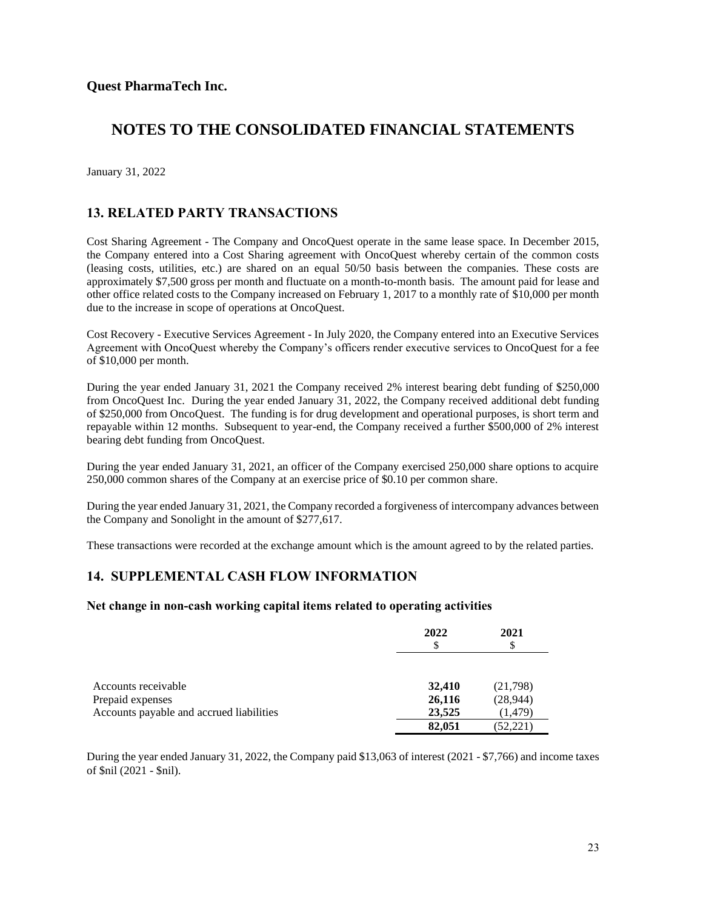**Quest PharmaTech Inc.**

# NOTES TO THE CONSOLIDATED FINANCIAL STATEMENTS

January 31, 2022

## 13. RELATED PARTY TRANSACTIONS

Cost Sharing Agreement - The Company and OncoQuest operate in the same lease space. In December 2015, the Company entered into a Cost Sharing agreement with OncoQuest whereby certain of the common costs (leasing costs, utilities, etc.) are shared on an equal 50/50 basis between the companies. These costs are approximately $7,500 gross per month and fluctuate on a month-to-month basis. The amount paid for lease and other office related costs to the Company increased on February 1, 2017 to a monthly rate of $10,000 per month due to the increase in scope of operations at OncoQuest.

Cost Recovery - Executive Services Agreement - In July 2020, the Company entered into an Executive Services Agreement with OncoQuest whereby the Company's officers render executive services to OncoQuest for a fee of $10,000 per month.

During the year ended January 31, 2021 the Company received 2% interest bearing debt funding of $250,000 from OncoQuest Inc. During the year ended January 31, 2022, the Company received additional debt funding of $250,000 from OncoQuest. The funding is for drug development and operational purposes, is short term and repayable within 12 months. Subsequent to year-end, the Company received a further $500,000 of 2% interest bearing debt funding from OncoQuest.

During the year ended January 31, 2021, an officer of the Company exercised 250,000 share options to acquire 250,000 common shares of the Company at an exercise price of $0.10 per common share.

During the year ended January 31, 2021, the Company recorded a forgiveness of intercompany advances between the Company and Sonolight in the amount of $277,617.

These transactions were recorded at the exchange amount which is the amount agreed to by the related parties.

## 14. SUPPLEMENTAL CASH FLOW INFORMATION

### Net change in non-cash working capital items related to operating activities

| | **2022** $ | **2021** $ |
|---|---|---|
| Accounts receivable | **32,410** | (21,798) |
| Prepaid expenses | **26,116** | (28,944) |
| Accounts payable and accrued liabilities | **23,525** | (1,479) |
| | **82,051** | (52,221) |

During the year ended January 31, 2022, the Company paid $13,063 of interest (2021 - $7,766) and income taxes of $nil (2021 - $nil).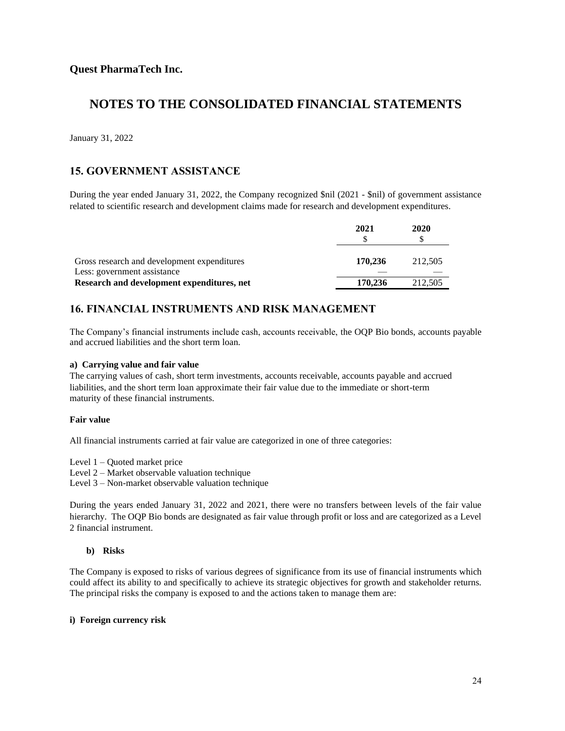**Quest PharmaTech Inc.**

# NOTES TO THE CONSOLIDATED FINANCIAL STATEMENTS

January 31, 2022

## 15. GOVERNMENT ASSISTANCE

During the year ended January 31, 2022, the Company recognized $nil (2021 - $nil) of government assistance related to scientific research and development claims made for research and development expenditures.

| | **2021** | **2020** |
|---|---|---|
| | $ | $ |
| Gross research and development expenditures | **170,236** | 212,505 |
| Less: government assistance | — | — |
| **Research and development expenditures, net** | **170,236** | 212,505 |

## 16. FINANCIAL INSTRUMENTS AND RISK MANAGEMENT

The Company's financial instruments include cash, accounts receivable, the OQP Bio bonds, accounts payable and accrued liabilities and the short term loan.

**a) Carrying value and fair value**

The carrying values of cash, short term investments, accounts receivable, accounts payable and accrued liabilities, and the short term loan approximate their fair value due to the immediate or short-term maturity of these financial instruments.

**Fair value**

All financial instruments carried at fair value are categorized in one of three categories:

Level 1 – Quoted market price
Level 2 – Market observable valuation technique
Level 3 – Non-market observable valuation technique

During the years ended January 31, 2022 and 2021, there were no transfers between levels of the fair value hierarchy. The OQP Bio bonds are designated as fair value through profit or loss and are categorized as a Level 2 financial instrument.

**b) Risks**

The Company is exposed to risks of various degrees of significance from its use of financial instruments which could affect its ability to and specifically to achieve its strategic objectives for growth and stakeholder returns. The principal risks the company is exposed to and the actions taken to manage them are:

**i) Foreign currency risk**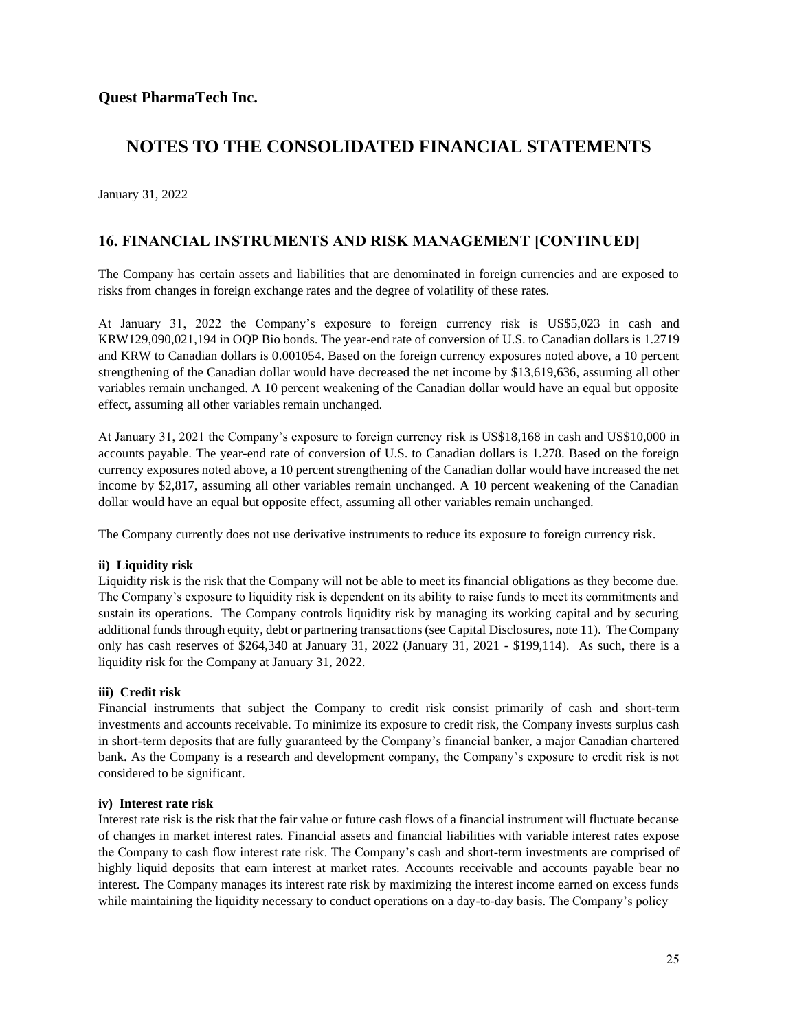**Quest PharmaTech Inc.**

# NOTES TO THE CONSOLIDATED FINANCIAL STATEMENTS

January 31, 2022

## 16. FINANCIAL INSTRUMENTS AND RISK MANAGEMENT [CONTINUED]

The Company has certain assets and liabilities that are denominated in foreign currencies and are exposed to risks from changes in foreign exchange rates and the degree of volatility of these rates.

At January 31, 2022 the Company's exposure to foreign currency risk is US$5,023 in cash and KRW129,090,021,194 in OQP Bio bonds. The year-end rate of conversion of U.S. to Canadian dollars is 1.2719 and KRW to Canadian dollars is 0.001054. Based on the foreign currency exposures noted above, a 10 percent strengthening of the Canadian dollar would have decreased the net income by $13,619,636, assuming all other variables remain unchanged. A 10 percent weakening of the Canadian dollar would have an equal but opposite effect, assuming all other variables remain unchanged.

At January 31, 2021 the Company's exposure to foreign currency risk is US$18,168 in cash and US$10,000 in accounts payable. The year-end rate of conversion of U.S. to Canadian dollars is 1.278. Based on the foreign currency exposures noted above, a 10 percent strengthening of the Canadian dollar would have increased the net income by $2,817, assuming all other variables remain unchanged. A 10 percent weakening of the Canadian dollar would have an equal but opposite effect, assuming all other variables remain unchanged.

The Company currently does not use derivative instruments to reduce its exposure to foreign currency risk.

**ii) Liquidity risk**

Liquidity risk is the risk that the Company will not be able to meet its financial obligations as they become due. The Company's exposure to liquidity risk is dependent on its ability to raise funds to meet its commitments and sustain its operations. The Company controls liquidity risk by managing its working capital and by securing additional funds through equity, debt or partnering transactions (see Capital Disclosures, note 11). The Company only has cash reserves of $264,340 at January 31, 2022 (January 31, 2021 - $199,114). As such, there is a liquidity risk for the Company at January 31, 2022.

**iii) Credit risk**

Financial instruments that subject the Company to credit risk consist primarily of cash and short-term investments and accounts receivable. To minimize its exposure to credit risk, the Company invests surplus cash in short-term deposits that are fully guaranteed by the Company's financial banker, a major Canadian chartered bank. As the Company is a research and development company, the Company's exposure to credit risk is not considered to be significant.

**iv) Interest rate risk**

Interest rate risk is the risk that the fair value or future cash flows of a financial instrument will fluctuate because of changes in market interest rates. Financial assets and financial liabilities with variable interest rates expose the Company to cash flow interest rate risk. The Company's cash and short-term investments are comprised of highly liquid deposits that earn interest at market rates. Accounts receivable and accounts payable bear no interest. The Company manages its interest rate risk by maximizing the interest income earned on excess funds while maintaining the liquidity necessary to conduct operations on a day-to-day basis. The Company's policy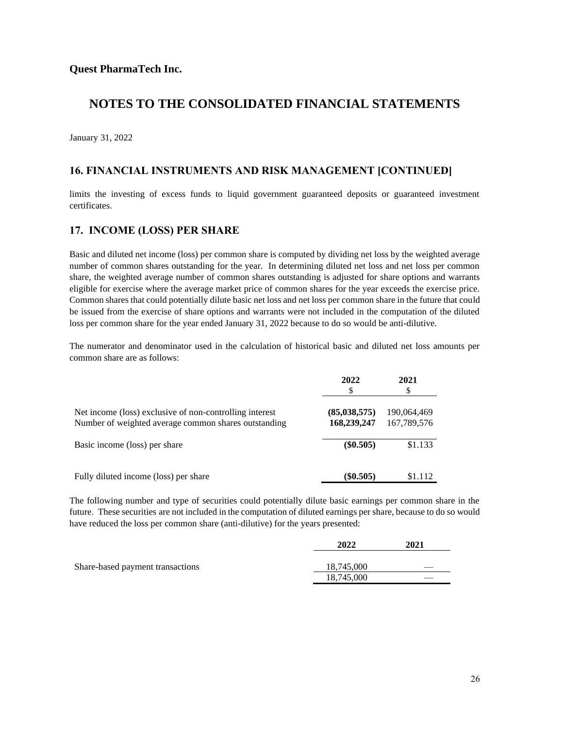**Quest PharmaTech Inc.**

# NOTES TO THE CONSOLIDATED FINANCIAL STATEMENTS

January 31, 2022

## 16. FINANCIAL INSTRUMENTS AND RISK MANAGEMENT [CONTINUED]

limits the investing of excess funds to liquid government guaranteed deposits or guaranteed investment certificates.

## 17. INCOME (LOSS) PER SHARE

Basic and diluted net income (loss) per common share is computed by dividing net loss by the weighted average number of common shares outstanding for the year. In determining diluted net loss and net loss per common share, the weighted average number of common shares outstanding is adjusted for share options and warrants eligible for exercise where the average market price of common shares for the year exceeds the exercise price. Common shares that could potentially dilute basic net loss and net loss per common share in the future that could be issued from the exercise of share options and warrants were not included in the computation of the diluted loss per common share for the year ended January 31, 2022 because to do so would be anti-dilutive.

The numerator and denominator used in the calculation of historical basic and diluted net loss amounts per common share are as follows:

| | 2022<br>$ | 2021<br>$ |
|---|---|---|
| Net income (loss) exclusive of non-controlling interest | **(85,038,575)** | 190,064,469 |
| Number of weighted average common shares outstanding | **168,239,247** | 167,789,576 |
| Basic income (loss) per share | **($0.505)** | $1.133 |
| Fully diluted income (loss) per share | **($0.505)** | $1.112 |

The following number and type of securities could potentially dilute basic earnings per common share in the future. These securities are not included in the computation of diluted earnings per share, because to do so would have reduced the loss per common share (anti-dilutive) for the years presented:

| | 2022 | 2021 |
|---|---|---|
| Share-based payment transactions | 18,745,000 | — |
| | 18,745,000 | — |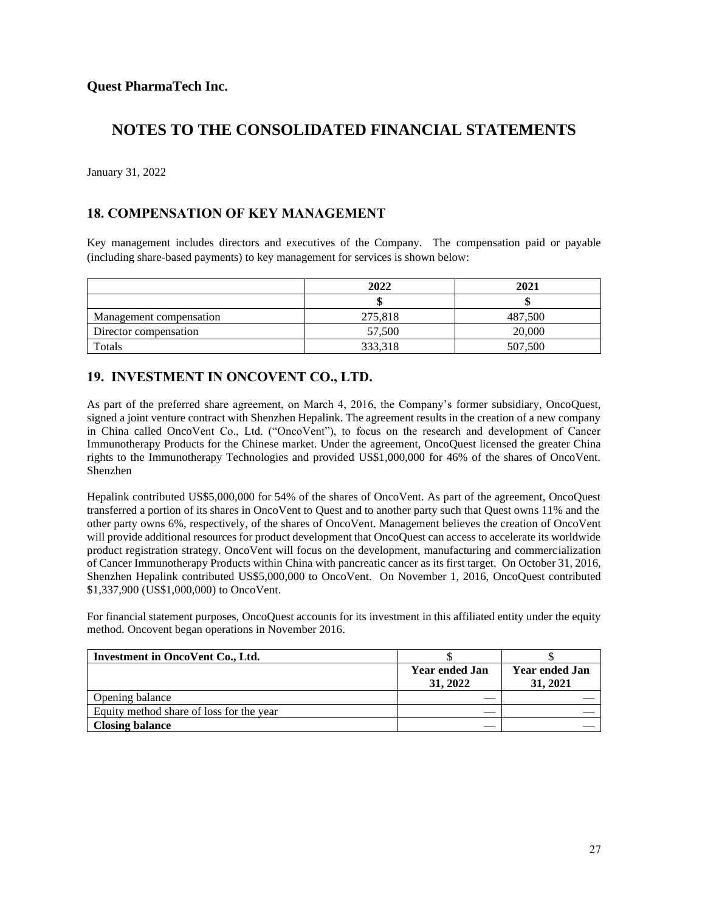**Quest PharmaTech Inc.**

# NOTES TO THE CONSOLIDATED FINANCIAL STATEMENTS

January 31, 2022

## 18. COMPENSATION OF KEY MANAGEMENT

Key management includes directors and executives of the Company. The compensation paid or payable (including share-based payments) to key management for services is shown below:

| | 2022 | 2021 |
|---|---|---|
| | $ | $ |
| Management compensation | 275,818 | 487,500 |
| Director compensation | 57,500 | 20,000 |
| Totals | 333,318 | 507,500 |

## 19. INVESTMENT IN ONCOVENT CO., LTD.

As part of the preferred share agreement, on March 4, 2016, the Company's former subsidiary, OncoQuest, signed a joint venture contract with Shenzhen Hepalink. The agreement results in the creation of a new company in China called OncoVent Co., Ltd. ("OncoVent"), to focus on the research and development of Cancer Immunotherapy Products for the Chinese market. Under the agreement, OncoQuest licensed the greater China rights to the Immunotherapy Technologies and provided US$1,000,000 for 46% of the shares of OncoVent. Shenzhen

Hepalink contributed US$5,000,000 for 54% of the shares of OncoVent. As part of the agreement, OncoQuest transferred a portion of its shares in OncoVent to Quest and to another party such that Quest owns 11% and the other party owns 6%, respectively, of the shares of OncoVent. Management believes the creation of OncoVent will provide additional resources for product development that OncoQuest can access to accelerate its worldwide product registration strategy. OncoVent will focus on the development, manufacturing and commercialization of Cancer Immunotherapy Products within China with pancreatic cancer as its first target. On October 31, 2016, Shenzhen Hepalink contributed US$5,000,000 to OncoVent. On November 1, 2016, OncoQuest contributed $1,337,900 (US$1,000,000) to OncoVent.

For financial statement purposes, OncoQuest accounts for its investment in this affiliated entity under the equity method. Oncovent began operations in November 2016.

| **Investment in OncoVent Co., Ltd.** | $ | $ |
|---|---|---|
| | **Year ended Jan 31, 2022** | **Year ended Jan 31, 2021** |
| Opening balance | — | — |
| Equity method share of loss for the year | — | — |
| **Closing balance** | — | — |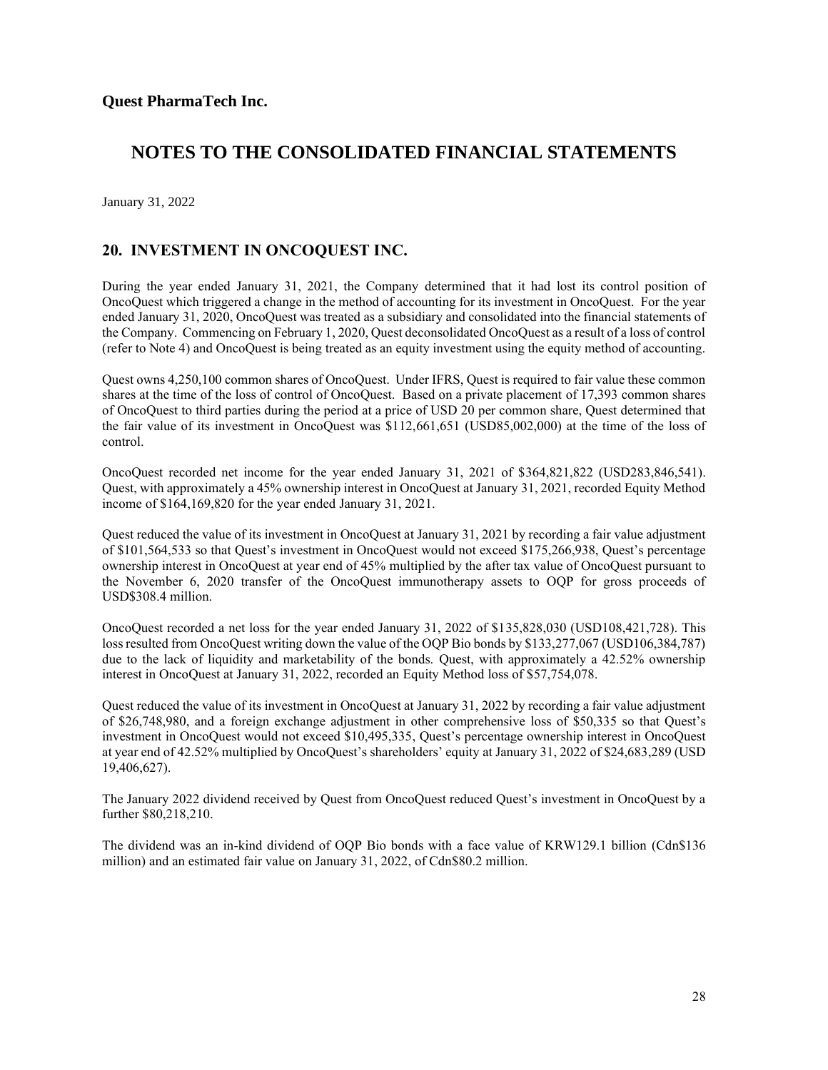# Quest PharmaTech Inc.

## NOTES TO THE CONSOLIDATED FINANCIAL STATEMENTS

January 31, 2022

## 20. INVESTMENT IN ONCOQUEST INC.

During the year ended January 31, 2021, the Company determined that it had lost its control position of OncoQuest which triggered a change in the method of accounting for its investment in OncoQuest. For the year ended January 31, 2020, OncoQuest was treated as a subsidiary and consolidated into the financial statements of the Company. Commencing on February 1, 2020, Quest deconsolidated OncoQuest as a result of a loss of control (refer to Note 4) and OncoQuest is being treated as an equity investment using the equity method of accounting.

Quest owns 4,250,100 common shares of OncoQuest. Under IFRS, Quest is required to fair value these common shares at the time of the loss of control of OncoQuest. Based on a private placement of 17,393 common shares of OncoQuest to third parties during the period at a price of USD 20 per common share, Quest determined that the fair value of its investment in OncoQuest was $112,661,651 (USD85,002,000) at the time of the loss of control.

OncoQuest recorded net income for the year ended January 31, 2021 of $364,821,822 (USD283,846,541). Quest, with approximately a 45% ownership interest in OncoQuest at January 31, 2021, recorded Equity Method income of $164,169,820 for the year ended January 31, 2021.

Quest reduced the value of its investment in OncoQuest at January 31, 2021 by recording a fair value adjustment of $101,564,533 so that Quest's investment in OncoQuest would not exceed $175,266,938, Quest's percentage ownership interest in OncoQuest at year end of 45% multiplied by the after tax value of OncoQuest pursuant to the November 6, 2020 transfer of the OncoQuest immunotherapy assets to OQP for gross proceeds of USD$308.4 million.

OncoQuest recorded a net loss for the year ended January 31, 2022 of $135,828,030 (USD108,421,728). This loss resulted from OncoQuest writing down the value of the OQP Bio bonds by $133,277,067 (USD106,384,787) due to the lack of liquidity and marketability of the bonds. Quest, with approximately a 42.52% ownership interest in OncoQuest at January 31, 2022, recorded an Equity Method loss of $57,754,078.

Quest reduced the value of its investment in OncoQuest at January 31, 2022 by recording a fair value adjustment of $26,748,980, and a foreign exchange adjustment in other comprehensive loss of $50,335 so that Quest's investment in OncoQuest would not exceed $10,495,335, Quest's percentage ownership interest in OncoQuest at year end of 42.52% multiplied by OncoQuest's shareholders' equity at January 31, 2022 of $24,683,289 (USD 19,406,627).

The January 2022 dividend received by Quest from OncoQuest reduced Quest's investment in OncoQuest by a further $80,218,210.

The dividend was an in-kind dividend of OQP Bio bonds with a face value of KRW129.1 billion (Cdn$136 million) and an estimated fair value on January 31, 2022, of Cdn$80.2 million.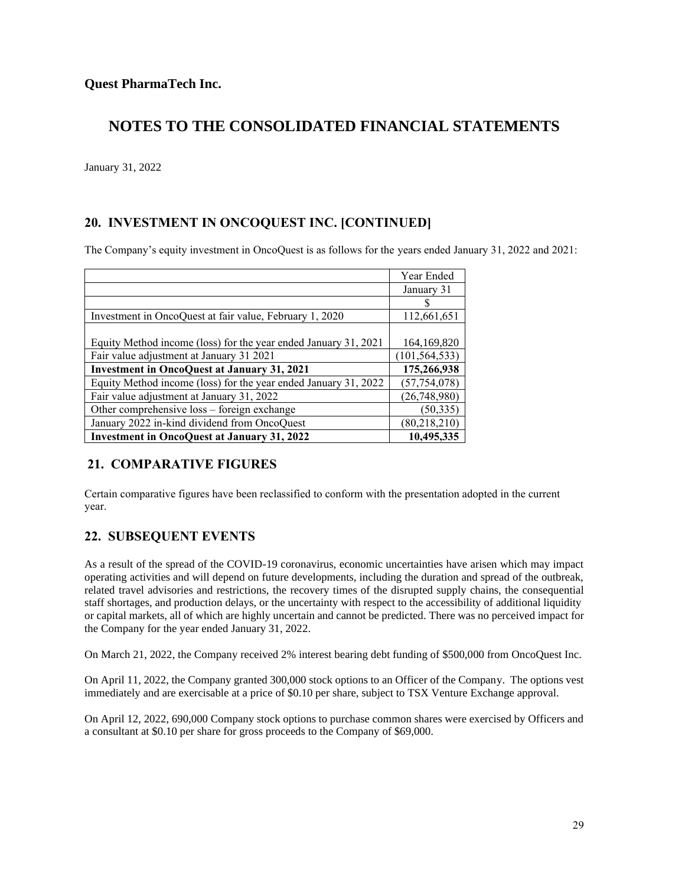**Quest PharmaTech Inc.**

# NOTES TO THE CONSOLIDATED FINANCIAL STATEMENTS

January 31, 2022

## 20. INVESTMENT IN ONCOQUEST INC. [CONTINUED]

The Company's equity investment in OncoQuest is as follows for the years ended January 31, 2022 and 2021:

| | Year Ended |
|---|---|
| | January 31 |
| | $ |
| Investment in OncoQuest at fair value, February 1, 2020 | 112,661,651 |
| Equity Method income (loss) for the year ended January 31, 2021 | 164,169,820 |
| Fair value adjustment at January 31 2021 | (101,564,533) |
| **Investment in OncoQuest at January 31, 2021** | **175,266,938** |
| Equity Method income (loss) for the year ended January 31, 2022 | (57,754,078) |
| Fair value adjustment at January 31, 2022 | (26,748,980) |
| Other comprehensive loss – foreign exchange | (50,335) |
| January 2022 in-kind dividend from OncoQuest | (80,218,210) |
| **Investment in OncoQuest at January 31, 2022** | **10,495,335** |

## 21. COMPARATIVE FIGURES

Certain comparative figures have been reclassified to conform with the presentation adopted in the current year.

## 22. SUBSEQUENT EVENTS

As a result of the spread of the COVID-19 coronavirus, economic uncertainties have arisen which may impact operating activities and will depend on future developments, including the duration and spread of the outbreak, related travel advisories and restrictions, the recovery times of the disrupted supply chains, the consequential staff shortages, and production delays, or the uncertainty with respect to the accessibility of additional liquidity or capital markets, all of which are highly uncertain and cannot be predicted. There was no perceived impact for the Company for the year ended January 31, 2022.

On March 21, 2022, the Company received 2% interest bearing debt funding of $500,000 from OncoQuest Inc.

On April 11, 2022, the Company granted 300,000 stock options to an Officer of the Company. The options vest immediately and are exercisable at a price of $0.10 per share, subject to TSX Venture Exchange approval.

On April 12, 2022, 690,000 Company stock options to purchase common shares were exercised by Officers and a consultant at $0.10 per share for gross proceeds to the Company of $69,000.